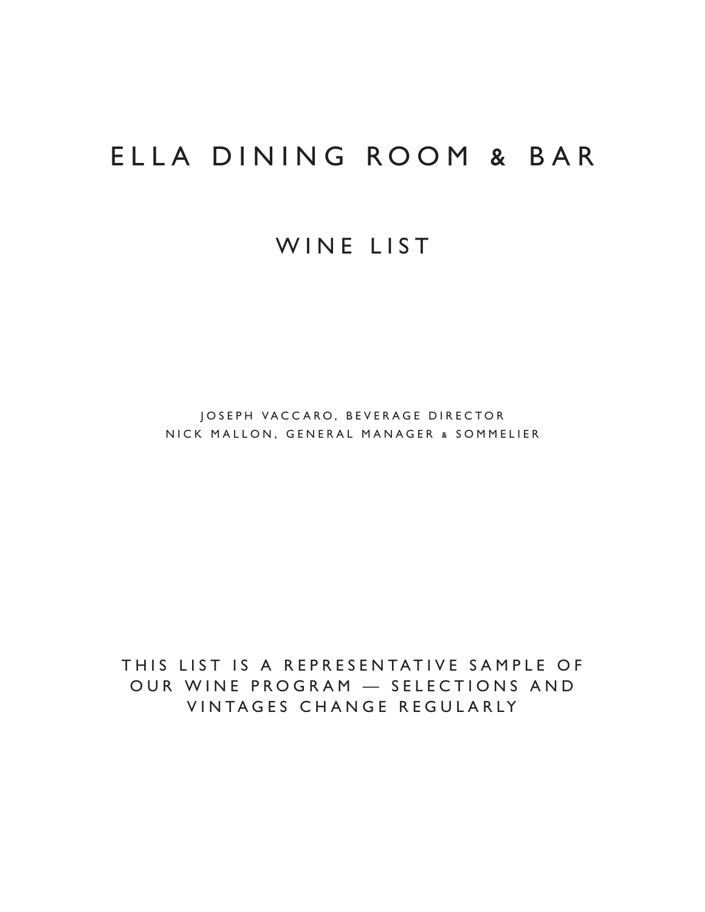# ELLA DINING ROOM & BAR

## WINE LIST

JOSEPH VACCARO, BEVERAGE DIRECTOR
NICK MALLON, GENERAL MANAGER & SOMMELIER

THIS LIST IS A REPRESENTATIVE SAMPLE OF OUR WINE PROGRAM — SELECTIONS AND VINTAGES CHANGE REGULARLY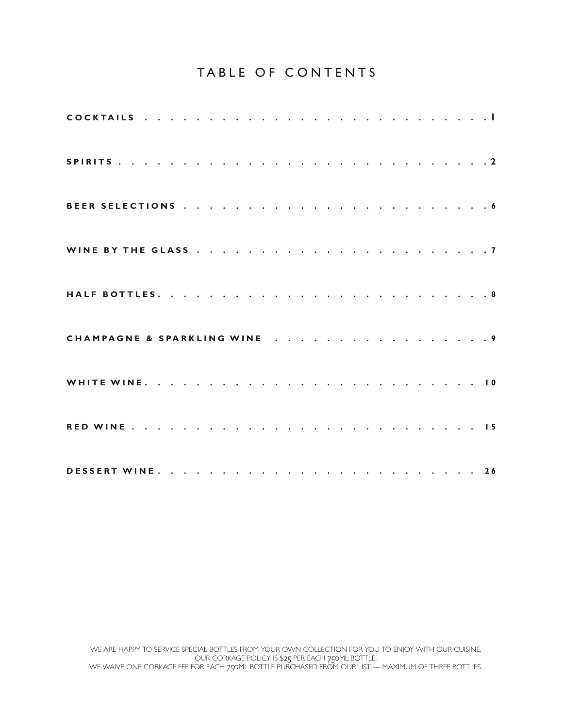# TABLE OF CONTENTS

**COCKTAILS** . . . . . . . . . . . . . . . . . . . . . . . . . . . 1

**SPIRITS** . . . . . . . . . . . . . . . . . . . . . . . . . . . 2

**BEER SELECTIONS** . . . . . . . . . . . . . . . . . . . . . . . . 6

**WINE BY THE GLASS** . . . . . . . . . . . . . . . . . . . . . . . 7

**HALF BOTTLES** . . . . . . . . . . . . . . . . . . . . . . . . . 8

**CHAMPAGNE & SPARKLING WINE** . . . . . . . . . . . . . . . . . 9

**WHITE WINE** . . . . . . . . . . . . . . . . . . . . . . . . . . 10

**RED WINE** . . . . . . . . . . . . . . . . . . . . . . . . . . . 15

**DESSERT WINE** . . . . . . . . . . . . . . . . . . . . . . . . . 26

WE ARE HAPPY TO SERVICE SPECIAL BOTTLES FROM YOUR OWN COLLECTION FOR YOU TO ENJOY WITH OUR CUISINE.
OUR CORKAGE POLICY IS $25 PER EACH 750ML BOTTLE.
WE WAIVE ONE CORKAGE FEE FOR EACH 750ML BOTTLE PURCHASED FROM OUR LIST — MAXIMUM OF THREE BOTTLES.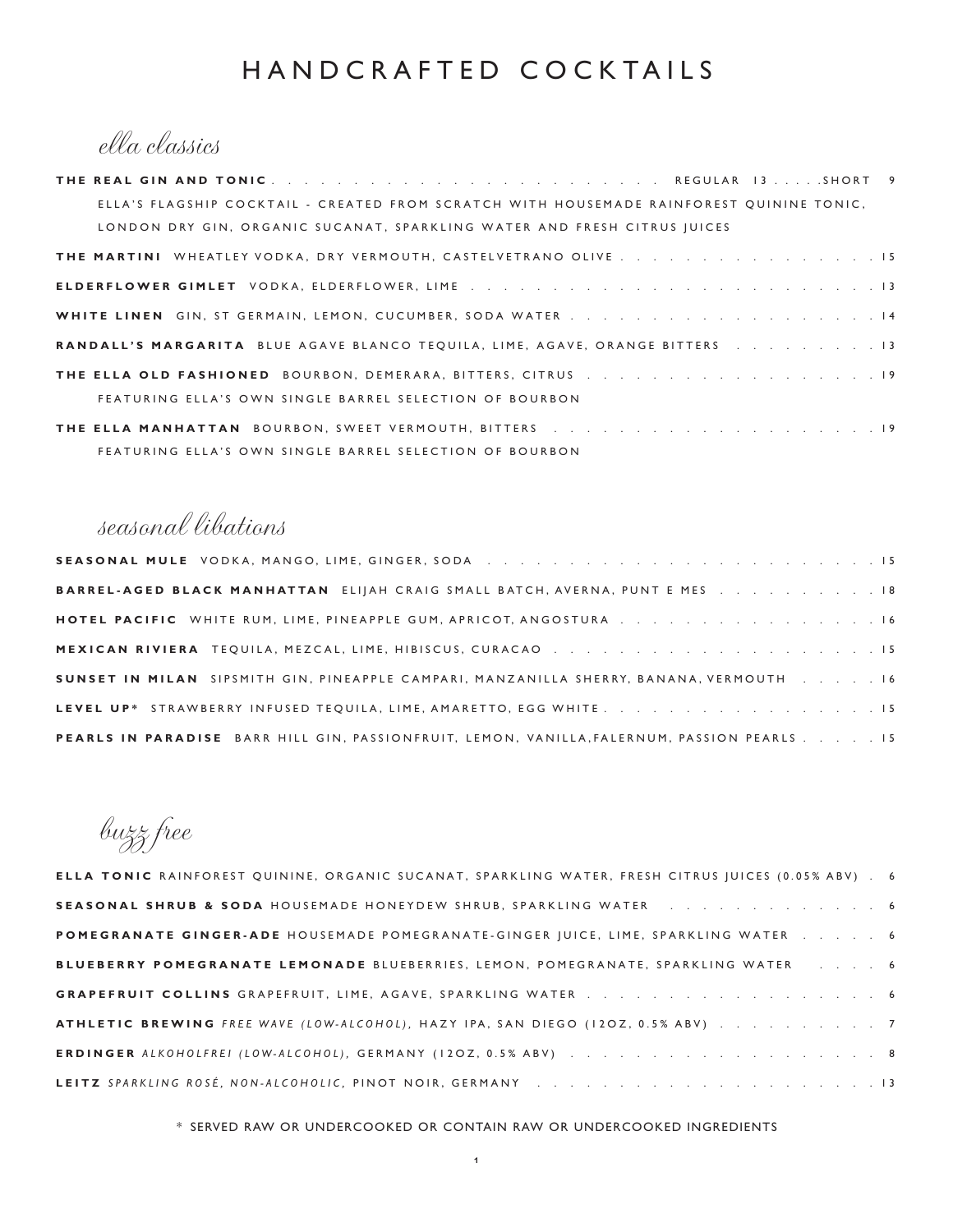# HANDCRAFTED COCKTAILS

## *ella classics*

**THE REAL GIN AND TONIC** . . . REGULAR 13 . . . . SHORT 9
ELLA'S FLAGSHIP COCKTAIL - CREATED FROM SCRATCH WITH HOUSEMADE RAINFOREST QUININE TONIC, LONDON DRY GIN, ORGANIC SUCANAT, SPARKLING WATER AND FRESH CITRUS JUICES

**THE MARTINI** WHEATLEY VODKA, DRY VERMOUTH, CASTELVETRANO OLIVE . . . 15

**ELDERFLOWER GIMLET** VODKA, ELDERFLOWER, LIME . . . 13

**WHITE LINEN** GIN, ST GERMAIN, LEMON, CUCUMBER, SODA WATER . . . 14

**RANDALL'S MARGARITA** BLUE AGAVE BLANCO TEQUILA, LIME, AGAVE, ORANGE BITTERS . . . 13

**THE ELLA OLD FASHIONED** BOURBON, DEMERARA, BITTERS, CITRUS . . . 19
FEATURING ELLA'S OWN SINGLE BARREL SELECTION OF BOURBON

**THE ELLA MANHATTAN** BOURBON, SWEET VERMOUTH, BITTERS . . . 19
FEATURING ELLA'S OWN SINGLE BARREL SELECTION OF BOURBON

## *seasonal libations*

**SEASONAL MULE** VODKA, MANGO, LIME, GINGER, SODA . . . 15

**BARREL-AGED BLACK MANHATTAN** ELIJAH CRAIG SMALL BATCH, AVERNA, PUNT E MES . . . 18

**HOTEL PACIFIC** WHITE RUM, LIME, PINEAPPLE GUM, APRICOT, ANGOSTURA . . . 16

**MEXICAN RIVIERA** TEQUILA, MEZCAL, LIME, HIBISCUS, CURACAO . . . 15

**SUNSET IN MILAN** SIPSMITH GIN, PINEAPPLE CAMPARI, MANZANILLA SHERRY, BANANA, VERMOUTH . . . 16

**LEVEL UP*** STRAWBERRY INFUSED TEQUILA, LIME, AMARETTO, EGG WHITE . . . 15

**PEARLS IN PARADISE** BARR HILL GIN, PASSIONFRUIT, LEMON, VANILLA,FALERNUM, PASSION PEARLS . . . 15

## *buzz free*

**ELLA TONIC** RAINFOREST QUININE, ORGANIC SUCANAT, SPARKLING WATER, FRESH CITRUS JUICES (0.05% ABV) . 6

**SEASONAL SHRUB & SODA** HOUSEMADE HONEYDEW SHRUB, SPARKLING WATER . . . 6

**POMEGRANATE GINGER-ADE** HOUSEMADE POMEGRANATE-GINGER JUICE, LIME, SPARKLING WATER . . . 6

**BLUEBERRY POMEGRANATE LEMONADE** BLUEBERRIES, LEMON, POMEGRANATE, SPARKLING WATER . . . 6

**GRAPEFRUIT COLLINS** GRAPEFRUIT, LIME, AGAVE, SPARKLING WATER . . . 6

**ATHLETIC BREWING** *FREE WAVE (LOW-ALCOHOL)*, HAZY IPA, SAN DIEGO (12OZ, 0.5% ABV) . . . 7

**ERDINGER** *ALKOHOLFREI (LOW-ALCOHOL)*, GERMANY (12OZ, 0.5% ABV) . . . 8

**LEITZ** *SPARKLING ROSÉ, NON-ALCOHOLIC*, PINOT NOIR, GERMANY . . . 13

* SERVED RAW OR UNDERCOOKED OR CONTAIN RAW OR UNDERCOOKED INGREDIENTS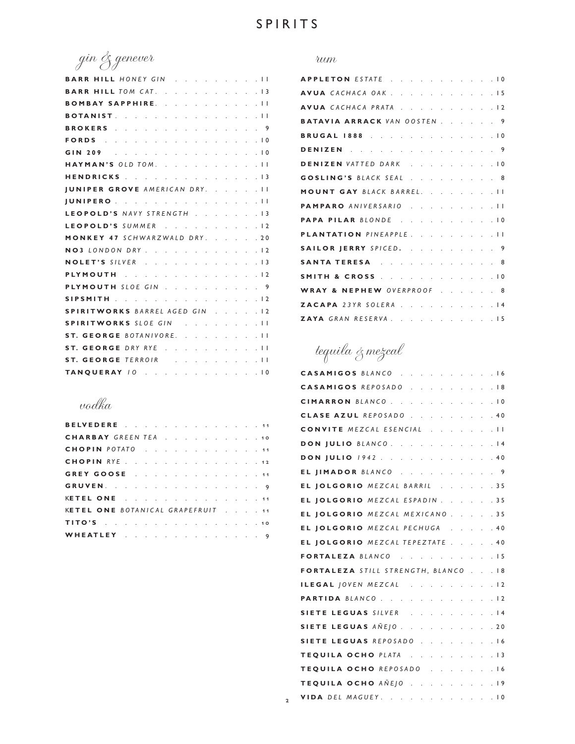# SPIRITS

## gin & genever

- **BARR HILL** *HONEY GIN* . . . 11
- **BARR HILL** *TOM CAT* . . . 13
- **BOMBAY SAPPHIRE** . . . 11
- **BOTANIST** . . . 11
- **BROKERS** . . . 9
- **FORDS** . . . 10
- **GIN 209** . . . 10
- **HAYMAN'S** *OLD TOM* . . . 11
- **HENDRICKS** . . . 13
- **JUNIPER GROVE** *AMERICAN DRY* . . . 11
- **JUNIPERO** . . . 11
- **LEOPOLD'S** *NAVY STRENGTH* . . . 13
- **LEOPOLD'S** *SUMMER* . . . 12
- **MONKEY 47** *SCHWARZWALD DRY* . . . 20
- **NO3** *LONDON DRY* . . . 12
- **NOLET'S** *SILVER* . . . 13
- **PLYMOUTH** . . . 12
- **PLYMOUTH** *SLOE GIN* . . . 9
- **SIPSMITH** . . . 12
- **SPIRITWORKS** *BARREL AGED GIN* . . . 12
- **SPIRITWORKS** *SLOE GIN* . . . 11
- **ST. GEORGE** *BOTANIVORE* . . . 11
- **ST. GEORGE** *DRY RYE* . . . 11
- **ST. GEORGE** *TERROIR* . . . 11
- **TANQUERAY** *10* . . . 10

## vodka

- **BELVEDERE** . . . 11
- **CHARBAY** *GREEN TEA* . . . 10
- **CHOPIN** *POTATO* . . . 11
- **CHOPIN** *RYE* . . . 12
- **GREY GOOSE** . . . 11
- **GRUVEN** . . . 9
- **KETEL ONE** . . . 11
- **KETEL ONE** *BOTANICAL GRAPEFRUIT* . . . 11
- **TITO'S** . . . 10
- **WHEATLEY** . . . 9

## rum

- **APPLETON** *ESTATE* . . . 10
- **AVUA** *CACHACA OAK* . . . 15
- **AVUA** *CACHACA PRATA* . . . 12
- **BATAVIA ARRACK** *VAN OOSTEN* . . . 9
- **BRUGAL 1888** . . . 10
- **DENIZEN** . . . 9
- **DENIZEN** *VATTED DARK* . . . 10
- **GOSLING'S** *BLACK SEAL* . . . 8
- **MOUNT GAY** *BLACK BARREL* . . . 11
- **PAMPARO** *ANIVERSARIO* . . . 11
- **PAPA PILAR** *BLONDE* . . . 10
- **PLANTATION** *PINEAPPLE* . . . 11
- **SAILOR JERRY** *SPICED* . . . 9
- **SANTA TERESA** . . . 8
- **SMITH & CROSS** . . . 10
- **WRAY & NEPHEW** *OVERPROOF* . . . 8
- **ZACAPA** *23YR SOLERA* . . . 14
- **ZAYA** *GRAN RESERVA* . . . 15

## tequila & mezcal

- **CASAMIGOS** *BLANCO* . . . 16
- **CASAMIGOS** *REPOSADO* . . . 18
- **CIMARRON** *BLANCO* . . . 10
- **CLASE AZUL** *REPOSADO* . . . 40
- **CONVITE** *MEZCAL ESENCIAL* . . . 11
- **DON JULIO** *BLANCO* . . . 14
- **DON JULIO** *1942* . . . 40
- **EL JIMADOR** *BLANCO* . . . 9
- **EL JOLGORIO** *MEZCAL BARRIL* . . . 35
- **EL JOLGORIO** *MEZCAL ESPADIN* . . . 35
- **EL JOLGORIO** *MEZCAL MEXICANO* . . . 35
- **EL JOLGORIO** *MEZCAL PECHUGA* . . . 40
- **EL JOLGORIO** *MEZCAL TEPEZTATE* . . . 40
- **FORTALEZA** *BLANCO* . . . 15
- **FORTALEZA** *STILL STRENGTH, BLANCO* . . . 18
- **ILEGAL** *JOVEN MEZCAL* . . . 12
- **PARTIDA** *BLANCO* . . . 12
- **SIETE LEGUAS** *SILVER* . . . 14
- **SIETE LEGUAS** *AÑEJO* . . . 20
- **SIETE LEGUAS** *REPOSADO* . . . 16
- **TEQUILA OCHO** *PLATA* . . . 13
- **TEQUILA OCHO** *REPOSADO* . . . 16
- **TEQUILA OCHO** *AÑEJO* . . . 19
- **VIDA** *DEL MAGUEY* . . . 10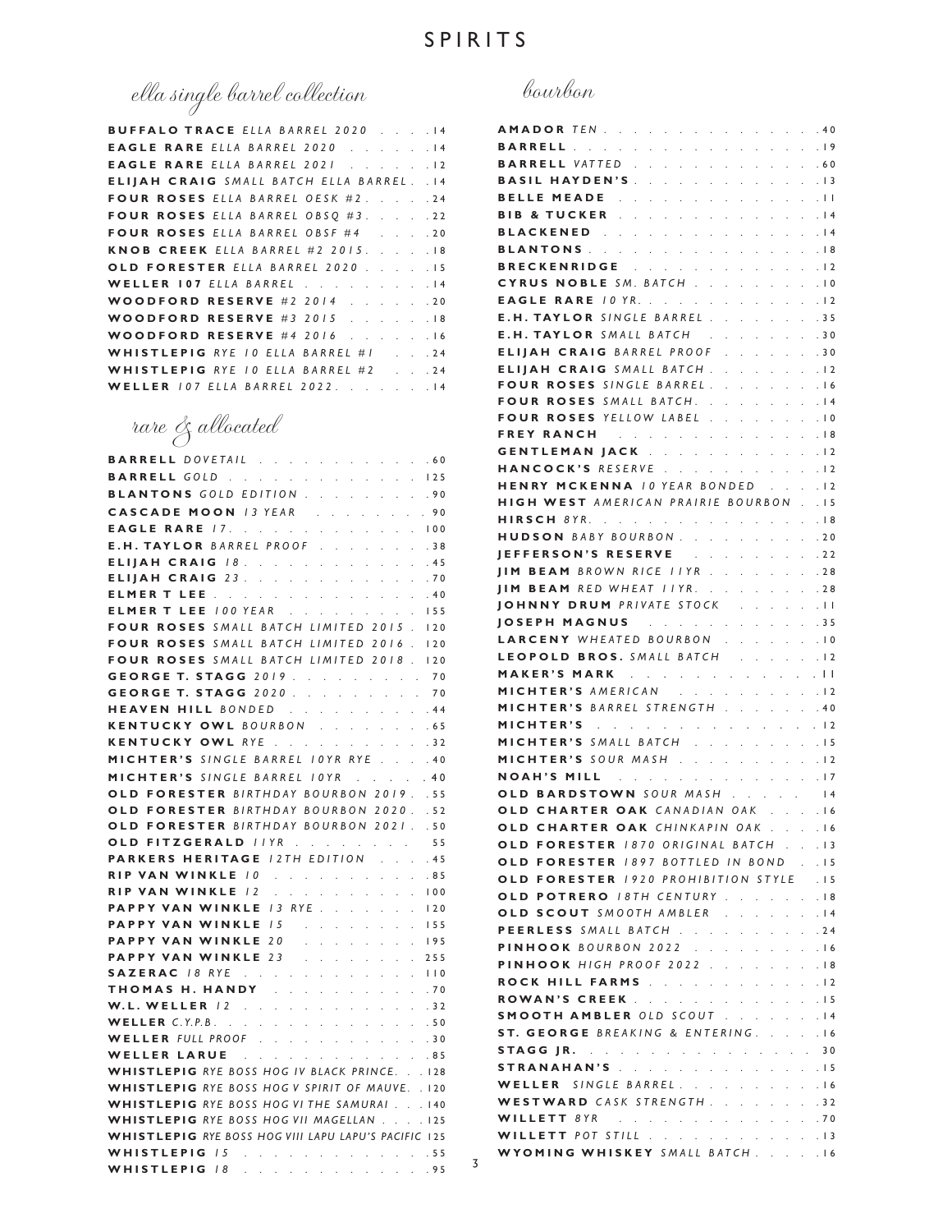# SPIRITS

## ella single barrel collection

- **BUFFALO TRACE** *ELLA BARREL 2020* . . . . 14
- **EAGLE RARE** *ELLA BARREL 2020* . . . . . . 14
- **EAGLE RARE** *ELLA BARREL 2021* . . . . . . 12
- **ELIJAH CRAIG** *SMALL BATCH ELLA BARREL* . . 14
- **FOUR ROSES** *ELLA BARREL OESK #2* . . . . . 24
- **FOUR ROSES** *ELLA BARREL OBSQ #3* . . . . . 22
- **FOUR ROSES** *ELLA BARREL OBSF #4* . . . . 20
- **KNOB CREEK** *ELLA BARREL #2 2015* . . . . . 18
- **OLD FORESTER** *ELLA BARREL 2020* . . . . . 15
- **WELLER 107** *ELLA BARREL* . . . . . . . . 14
- **WOODFORD RESERVE** *#2 2014* . . . . . . 20
- **WOODFORD RESERVE** *#3 2015* . . . . . . 18
- **WOODFORD RESERVE** *#4 2016* . . . . . . 16
- **WHISTLEPIG** *RYE 10 ELLA BARREL #1* . . . 24
- **WHISTLEPIG** *RYE 10 ELLA BARREL #2* . . . 24
- **WELLER** *107 ELLA BARREL 2022* . . . . . . . 14

## rare & allocated

- **BARRELL** *DOVETAIL* . . . . . . . . . . . . 60
- **BARRELL** *GOLD* . . . . . . . . . . . . . 125
- **BLANTONS** *GOLD EDITION* . . . . . . . . . 90
- **CASCADE MOON** *13 YEAR* . . . . . . . . . 90
- **EAGLE RARE** *17* . . . . . . . . . . . . . 100
- **E.H. TAYLOR** *BARREL PROOF* . . . . . . . . 38
- **ELIJAH CRAIG** *18* . . . . . . . . . . . . 45
- **ELIJAH CRAIG** *23* . . . . . . . . . . . . 70
- **ELMER T LEE** . . . . . . . . . . . . . . 40
- **ELMER T LEE** *100 YEAR* . . . . . . . . . 155
- **FOUR ROSES** *SMALL BATCH LIMITED 2015* . 120
- **FOUR ROSES** *SMALL BATCH LIMITED 2016* . 120
- **FOUR ROSES** *SMALL BATCH LIMITED 2018* . 120
- **GEORGE T. STAGG** *2019* . . . . . . . . . 70
- **GEORGE T. STAGG** *2020* . . . . . . . . . 70
- **HEAVEN HILL** *BONDED* . . . . . . . . . . 44
- **KENTUCKY OWL** *BOURBON* . . . . . . . . 65
- **KENTUCKY OWL** *RYE* . . . . . . . . . . . 32
- **MICHTER'S** *SINGLE BARREL 10YR RYE* . . . . 40
- **MICHTER'S** *SINGLE BARREL 10YR* . . . . . . 40
- **OLD FORESTER** *BIRTHDAY BOURBON 2019* . . 55
- **OLD FORESTER** *BIRTHDAY BOURBON 2020* . . 52
- **OLD FORESTER** *BIRTHDAY BOURBON 2021* . . 50
- **OLD FITZGERALD** *11YR* . . . . . . . . . 55
- **PARKERS HERITAGE** *12TH EDITION* . . . . 45
- **RIP VAN WINKLE** *10* . . . . . . . . . . . 85
- **RIP VAN WINKLE** *12* . . . . . . . . . . 100
- **PAPPY VAN WINKLE** *13 RYE* . . . . . . . . 120
- **PAPPY VAN WINKLE** *15* . . . . . . . . . 155
- **PAPPY VAN WINKLE** *20* . . . . . . . . . 195
- **PAPPY VAN WINKLE** *23* . . . . . . . . . 255
- **SAZERAC** *18 RYE* . . . . . . . . . . . . 110
- **THOMAS H. HANDY** . . . . . . . . . . . 70
- **W.L. WELLER** *12* . . . . . . . . . . . . 32
- **WELLER** *C.Y.P.B.* . . . . . . . . . . . . . 50
- **WELLER** *FULL PROOF* . . . . . . . . . . . 30
- **WELLER LARUE** . . . . . . . . . . . . . 85
- **WHISTLEPIG** *RYE BOSS HOG IV BLACK PRINCE* . . 128
- **WHISTLEPIG** *RYE BOSS HOG V SPIRIT OF MAUVE* . 120
- **WHISTLEPIG** *RYE BOSS HOG VI THE SAMURAI* . . 140
- **WHISTLEPIG** *RYE BOSS HOG VII MAGELLAN* . . . 125
- **WHISTLEPIG** *RYE BOSS HOG VIII LAPU LAPU'S PACIFIC* 125
- **WHISTLEPIG** *15* . . . . . . . . . . . . . 55
- **WHISTLEPIG** *18* . . . . . . . . . . . . . 95

## bourbon

- **AMADOR** *TEN* . . . . . . . . . . . . . . 40
- **BARRELL** . . . . . . . . . . . . . . . . 19
- **BARRELL** *VATTED* . . . . . . . . . . . . 60
- **BASIL HAYDEN'S** . . . . . . . . . . . . . 13
- **BELLE MEADE** . . . . . . . . . . . . . . 11
- **BIB & TUCKER** . . . . . . . . . . . . . 14
- **BLACKENED** . . . . . . . . . . . . . . . 14
- **BLANTONS** . . . . . . . . . . . . . . . 18
- **BRECKENRIDGE** . . . . . . . . . . . . . 12
- **CYRUS NOBLE** *SM. BATCH* . . . . . . . . . 10
- **EAGLE RARE** *10 YR* . . . . . . . . . . . . 12
- **E.H. TAYLOR** *SINGLE BARREL* . . . . . . . . 35
- **E.H. TAYLOR** *SMALL BATCH* . . . . . . . . 30
- **ELIJAH CRAIG** *BARREL PROOF* . . . . . . . 30
- **ELIJAH CRAIG** *SMALL BATCH* . . . . . . . . 12
- **FOUR ROSES** *SINGLE BARREL* . . . . . . . . 16
- **FOUR ROSES** *SMALL BATCH* . . . . . . . . . 14
- **FOUR ROSES** *YELLOW LABEL* . . . . . . . . 10
- **FREY RANCH** . . . . . . . . . . . . . . 18
- **GENTLEMAN JACK** . . . . . . . . . . . . 12
- **HANCOCK'S** *RESERVE* . . . . . . . . . . . 12
- **HENRY MCKENNA** *10 YEAR BONDED* . . . . 12
- **HIGH WEST** *AMERICAN PRAIRIE BOURBON* . . 15
- **HIRSCH** *8YR* . . . . . . . . . . . . . . . 18
- **HUDSON** *BABY BOURBON* . . . . . . . . . . 20
- **JEFFERSON'S RESERVE** . . . . . . . . . . 22
- **JIM BEAM** *BROWN RICE 11YR* . . . . . . . . 28
- **JIM BEAM** *RED WHEAT 11YR* . . . . . . . . 28
- **JOHNNY DRUM** *PRIVATE STOCK* . . . . . . 11
- **JOSEPH MAGNUS** . . . . . . . . . . . . 35
- **LARCENY** *WHEATED BOURBON* . . . . . . . 10
- **LEOPOLD BROS.** *SMALL BATCH* . . . . . . . 12
- **MAKER'S MARK** . . . . . . . . . . . . . 11
- **MICHTER'S** *AMERICAN* . . . . . . . . . . 12
- **MICHTER'S** *BARREL STRENGTH* . . . . . . . 40
- **MICHTER'S** . . . . . . . . . . . . . . . 12
- **MICHTER'S** *SMALL BATCH* . . . . . . . . . 15
- **MICHTER'S** *SOUR MASH* . . . . . . . . . . 12
- **NOAH'S MILL** . . . . . . . . . . . . . . 17
- **OLD BARDSTOWN** *SOUR MASH* . . . . . . 14
- **OLD CHARTER OAK** *CANADIAN OAK* . . . . 16
- **OLD CHARTER OAK** *CHINKAPIN OAK* . . . . 16
- **OLD FORESTER** *1870 ORIGINAL BATCH* . . . 13
- **OLD FORESTER** *1897 BOTTLED IN BOND* . . 15
- **OLD FORESTER** *1920 PROHIBITION STYLE* . 15
- **OLD POTRERO** *18TH CENTURY* . . . . . . . 18
- **OLD SCOUT** *SMOOTH AMBLER* . . . . . . . 14
- **PEERLESS** *SMALL BATCH* . . . . . . . . . . 24
- **PINHOOK** *BOURBON 2022* . . . . . . . . . 16
- **PINHOOK** *HIGH PROOF 2022* . . . . . . . . 18
- **ROCK HILL FARMS** . . . . . . . . . . . . 12
- **ROWAN'S CREEK** . . . . . . . . . . . . . 15
- **SMOOTH AMBLER** *OLD SCOUT* . . . . . . . 14
- **ST. GEORGE** *BREAKING & ENTERING* . . . . . 16
- **STAGG JR.** . . . . . . . . . . . . . . . 30
- **STRANAHAN'S** . . . . . . . . . . . . . . 15
- **WELLER** *SINGLE BARREL* . . . . . . . . . . 16
- **WESTWARD** *CASK STRENGTH* . . . . . . . . 32
- **WILLETT** *8YR* . . . . . . . . . . . . . . 70
- **WILLETT** *POT STILL* . . . . . . . . . . . . 13
- **WYOMING WHISKEY** *SMALL BATCH* . . . . . 16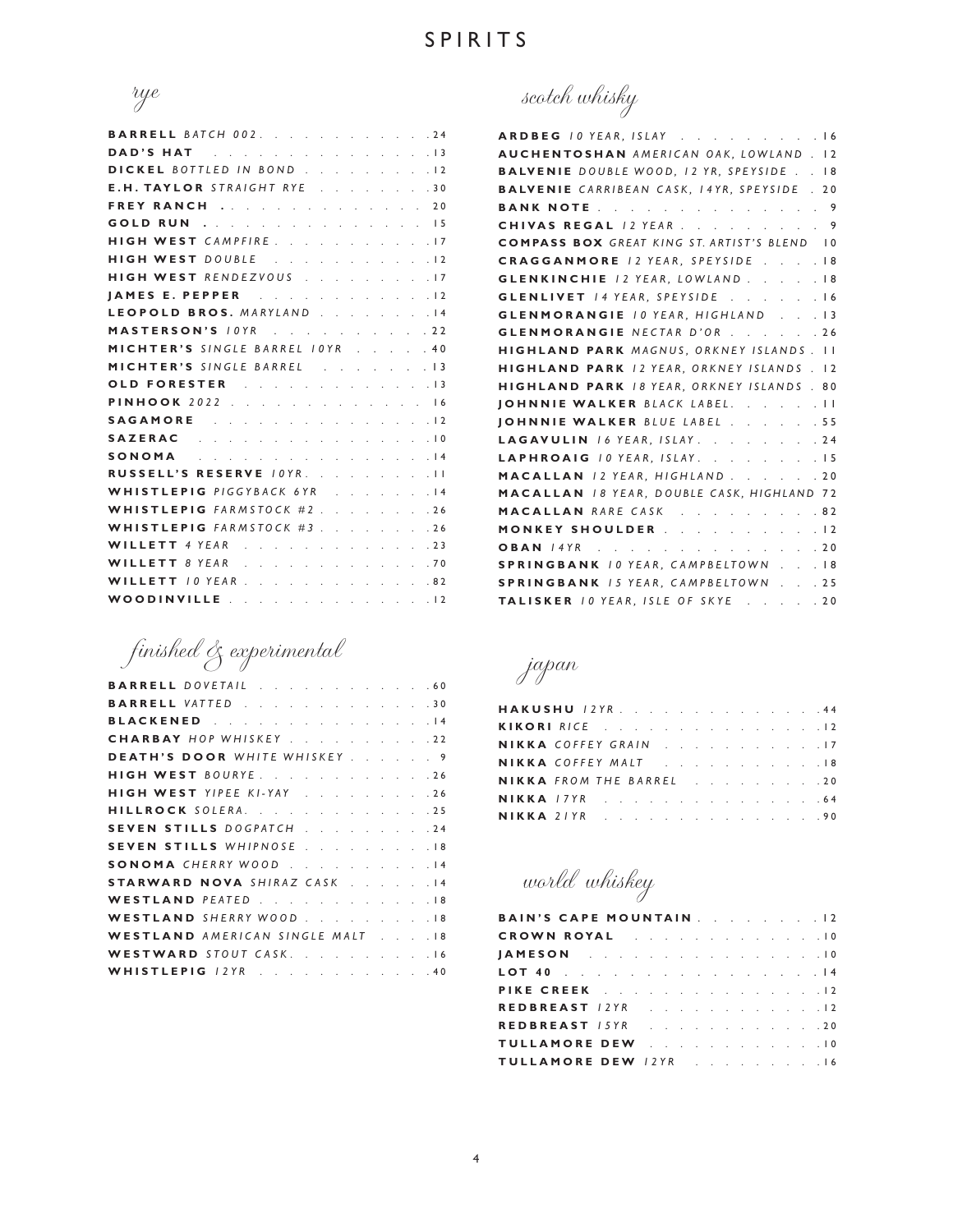# SPIRITS

## rye

**BARRELL** *BATCH 002* . . . 24
**DAD'S HAT** . . . 13
**DICKEL** *BOTTLED IN BOND* . . . 12
**E.H. TAYLOR** *STRAIGHT RYE* . . . 30
**FREY RANCH** . . . 20
**GOLD RUN** . . . 15
**HIGH WEST** *CAMPFIRE* . . . 17
**HIGH WEST** *DOUBLE* . . . 12
**HIGH WEST** *RENDEZVOUS* . . . 17
**JAMES E. PEPPER** . . . 12
**LEOPOLD BROS.** *MARYLAND* . . . 14
**MASTERSON'S** *10YR* . . . 22
**MICHTER'S** *SINGLE BARREL 10YR* . . . 40
**MICHTER'S** *SINGLE BARREL* . . . 13
**OLD FORESTER** . . . 13
**PINHOOK** *2022* . . . 16
**SAGAMORE** . . . 12
**SAZERAC** . . . 10
**SONOMA** . . . 14
**RUSSELL'S RESERVE** *10YR* . . . 11
**WHISTLEPIG** *PIGGYBACK 6YR* . . . 14
**WHISTLEPIG** *FARMSTOCK #2* . . . 26
**WHISTLEPIG** *FARMSTOCK #3* . . . 26
**WILLETT** *4 YEAR* . . . 23
**WILLETT** *8 YEAR* . . . 70
**WILLETT** *10 YEAR* . . . 82
**WOODINVILLE** . . . 12

## finished & experimental

**BARRELL** *DOVETAIL* . . . 60
**BARRELL** *VATTED* . . . 30
**BLACKENED** . . . 14
**CHARBAY** *HOP WHISKEY* . . . 22
**DEATH'S DOOR** *WHITE WHISKEY* . . . 9
**HIGH WEST** *BOURYE* . . . 26
**HIGH WEST** *YIPEE KI-YAY* . . . 26
**HILLROCK** *SOLERA* . . . 25
**SEVEN STILLS** *DOGPATCH* . . . 24
**SEVEN STILLS** *WHIPNOSE* . . . 18
**SONOMA** *CHERRY WOOD* . . . 14
**STARWARD NOVA** *SHIRAZ CASK* . . . 14
**WESTLAND** *PEATED* . . . 18
**WESTLAND** *SHERRY WOOD* . . . 18
**WESTLAND** *AMERICAN SINGLE MALT* . . . 18
**WESTWARD** *STOUT CASK* . . . 16
**WHISTLEPIG** *12YR* . . . 40

## scotch whisky

**ARDBEG** *10 YEAR, ISLAY* . . . 16
**AUCHENTOSHAN** *AMERICAN OAK, LOWLAND* . 12
**BALVENIE** *DOUBLE WOOD, 12 YR, SPEYSIDE* . . 18
**BALVENIE** *CARRIBEAN CASK, 14YR, SPEYSIDE* . 20
**BANK NOTE** . . . 9
**CHIVAS REGAL** *12 YEAR* . . . 9
**COMPASS BOX** *GREAT KING ST. ARTIST'S BLEND* 10
**CRAGGANMORE** *12 YEAR, SPEYSIDE* . . . 18
**GLENKINCHIE** *12 YEAR, LOWLAND* . . . 18
**GLENLIVET** *14 YEAR, SPEYSIDE* . . . 16
**GLENMORANGIE** *10 YEAR, HIGHLAND* . . . 13
**GLENMORANGIE** *NECTAR D'OR* . . . 26
**HIGHLAND PARK** *MAGNUS, ORKNEY ISLANDS* . 11
**HIGHLAND PARK** *12 YEAR, ORKNEY ISLANDS* . 12
**HIGHLAND PARK** *18 YEAR, ORKNEY ISLANDS* . 80
**JOHNNIE WALKER** *BLACK LABEL* . . . 11
**JOHNNIE WALKER** *BLUE LABEL* . . . 55
**LAGAVULIN** *16 YEAR, ISLAY* . . . 24
**LAPHROAIG** *10 YEAR, ISLAY* . . . 15
**MACALLAN** *12 YEAR, HIGHLAND* . . . 20
**MACALLAN** *18 YEAR, DOUBLE CASK, HIGHLAND* 72
**MACALLAN** *RARE CASK* . . . 82
**MONKEY SHOULDER** . . . 12
**OBAN** *14YR* . . . 20
**SPRINGBANK** *10 YEAR, CAMPBELTOWN* . . . 18
**SPRINGBANK** *15 YEAR, CAMPBELTOWN* . . . 25
**TALISKER** *10 YEAR, ISLE OF SKYE* . . . 20

## japan

**HAKUSHU** *12YR* . . . 44
**KIKORI** *RICE* . . . 12
**NIKKA** *COFFEY GRAIN* . . . 17
**NIKKA** *COFFEY MALT* . . . 18
**NIKKA** *FROM THE BARREL* . . . 20
**NIKKA** *17YR* . . . 64
**NIKKA** *21YR* . . . 90

## world whiskey

**BAIN'S CAPE MOUNTAIN** . . . 12
**CROWN ROYAL** . . . 10
**JAMESON** . . . 10
**LOT 40** . . . 14
**PIKE CREEK** . . . 12
**REDBREAST** *12YR* . . . 12
**REDBREAST** *15YR* . . . 20
**TULLAMORE DEW** . . . 10
**TULLAMORE DEW** *12YR* . . . 16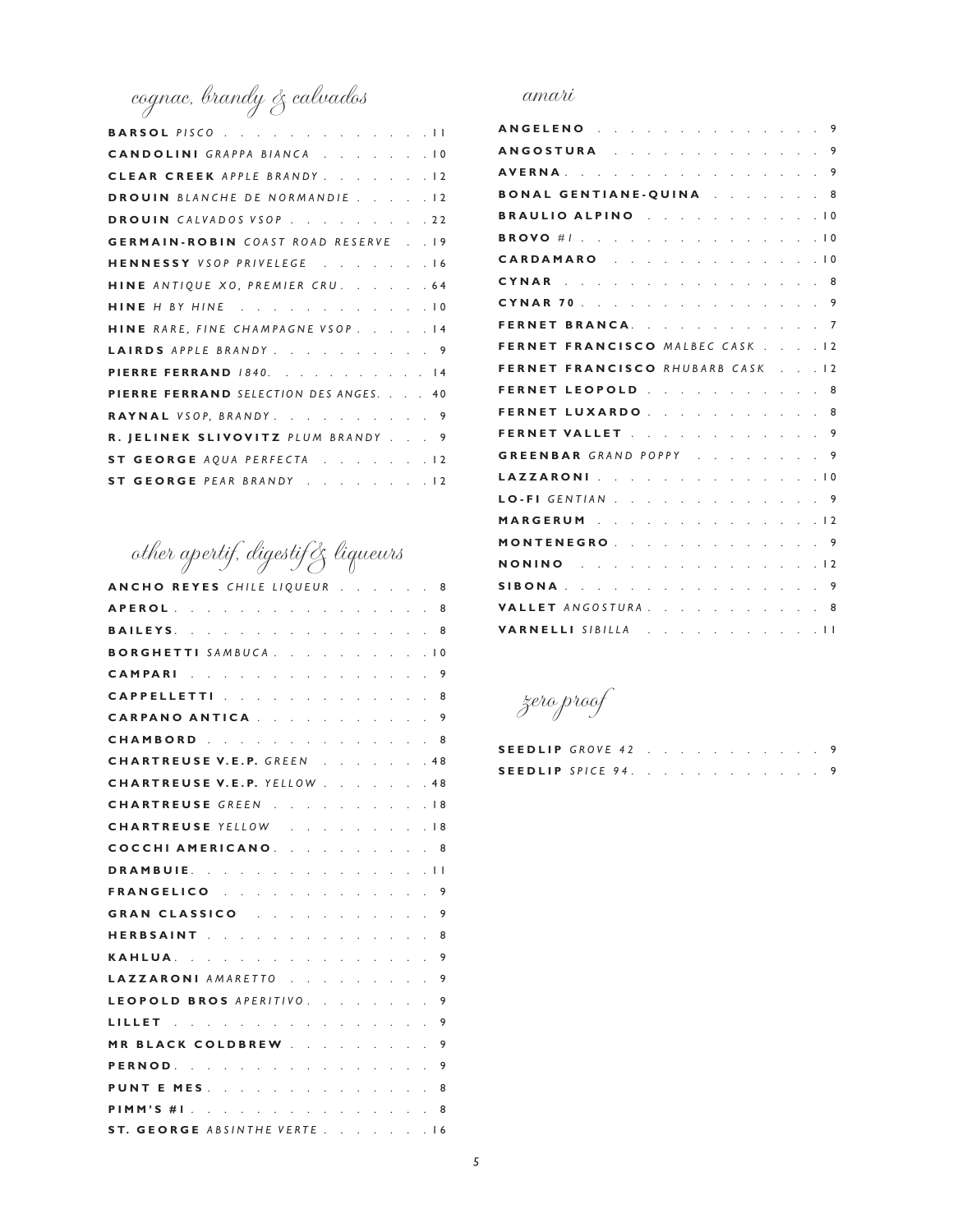## cognac, brandy & calvados

**BARSOL** *PISCO* . . . . . . . . . . . . . 11
**CANDOLINI** *GRAPPA BIANCA* . . . . . . . 10
**CLEAR CREEK** *APPLE BRANDY* . . . . . . . 12
**DROUIN** *BLANCHE DE NORMANDIE* . . . . . 12
**DROUIN** *CALVADOS VSOP* . . . . . . . . . 22
**GERMAIN-ROBIN** *COAST ROAD RESERVE* . . 19
**HENNESSY** *VSOP PRIVELEGE* . . . . . . . 16
**HINE** *ANTIQUE XO, PREMIER CRU* . . . . . . 64
**HINE** *H BY HINE* . . . . . . . . . . . . 10
**HINE** *RARE, FINE CHAMPAGNE VSOP* . . . . . 14
**LAIRDS** *APPLE BRANDY* . . . . . . . . . . 9
**PIERRE FERRAND** *1840.* . . . . . . . . . . 14
**PIERRE FERRAND** *SELECTION DES ANGES*. . . . 40
**RAYNAL** *VSOP, BRANDY* . . . . . . . . . . 9
**R. JELINEK SLIVOVITZ** *PLUM BRANDY* . . . 9
**ST GEORGE** *AQUA PERFECTA* . . . . . . . 12
**ST GEORGE** *PEAR BRANDY* . . . . . . . . 12

## other apertif, digestif & liqueurs

**ANCHO REYES** *CHILE LIQUEUR* . . . . . . 8
**APEROL** . . . . . . . . . . . . . . . . 8
**BAILEYS**. . . . . . . . . . . . . . . . 8
**BORGHETTI** *SAMBUCA* . . . . . . . . . . 10
**CAMPARI** . . . . . . . . . . . . . . . 9
**CAPPELLETTI** . . . . . . . . . . . . . 8
**CARPANO ANTICA** . . . . . . . . . . . 9
**CHAMBORD** . . . . . . . . . . . . . . 8
**CHARTREUSE V.E.P.** *GREEN* . . . . . . . 48
**CHARTREUSE V.E.P.** *YELLOW* . . . . . . . 48
**CHARTREUSE** *GREEN* . . . . . . . . . . 18
**CHARTREUSE** *YELLOW* . . . . . . . . . . 18
**COCCHI AMERICANO**. . . . . . . . . . 8
**DRAMBUIE**. . . . . . . . . . . . . . . 11
**FRANGELICO** . . . . . . . . . . . . . 9
**GRAN CLASSICO** . . . . . . . . . . . 9
**HERBSAINT** . . . . . . . . . . . . . . 8
**KAHLUA**. . . . . . . . . . . . . . . . 9
**LAZZARONI** *AMARETTO* . . . . . . . . . 9
**LEOPOLD BROS** *APERITIVO*. . . . . . . . 9
**LILLET** . . . . . . . . . . . . . . . . 9
**MR BLACK COLDBREW** . . . . . . . . . 9
**PERNOD**. . . . . . . . . . . . . . . . 9
**PUNT E MES**. . . . . . . . . . . . . . 8
**PIMM'S #1** . . . . . . . . . . . . . . . 8
**ST. GEORGE** *ABSINTHE VERTE* . . . . . . . 16

## amari

**ANGELENO** . . . . . . . . . . . . . . 9
**ANGOSTURA** . . . . . . . . . . . . . 9
**AVERNA**. . . . . . . . . . . . . . . . 9
**BONAL GENTIANE-QUINA** . . . . . . . 8
**BRAULIO ALPINO** . . . . . . . . . . . 10
**BROVO** *#1* . . . . . . . . . . . . . . . 10
**CARDAMARO** . . . . . . . . . . . . . 10
**CYNAR** . . . . . . . . . . . . . . . . 8
**CYNAR 70** . . . . . . . . . . . . . . . 9
**FERNET BRANCA**. . . . . . . . . . . . 7
**FERNET FRANCISCO** *MALBEC CASK* . . . . 12
**FERNET FRANCISCO** *RHUBARB CASK* . . . 12
**FERNET LEOPOLD** . . . . . . . . . . . 8
**FERNET LUXARDO**. . . . . . . . . . . 8
**FERNET VALLET** . . . . . . . . . . . . 9
**GREENBAR** *GRAND POPPY* . . . . . . . . 9
**LAZZARONI** . . . . . . . . . . . . . . 10
**LO-FI** *GENTIAN* . . . . . . . . . . . . . 9
**MARGERUM** . . . . . . . . . . . . . . 12
**MONTENEGRO**. . . . . . . . . . . . . 9
**NONINO** . . . . . . . . . . . . . . . 12
**SIBONA** . . . . . . . . . . . . . . . . 9
**VALLET** *ANGOSTURA*. . . . . . . . . . . 8
**VARNELLI** *SIBILLA* . . . . . . . . . . . 11

## zero proof

**SEEDLIP** *GROVE 42* . . . . . . . . . . . 9
**SEEDLIP** *SPICE 94*. . . . . . . . . . . . 9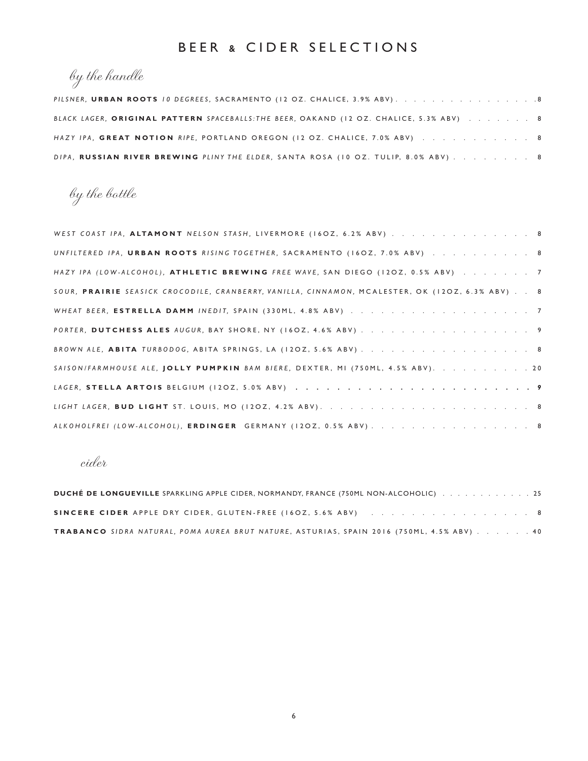# BEER & CIDER SELECTIONS

## *by the handle*

*PILSNER*, **URBAN ROOTS** *10 DEGREES*, SACRAMENTO (12 OZ. CHALICE, 3.9% ABV) . . . . . . . . . . . . . . . . 8

*BLACK LAGER*, **ORIGINAL PATTERN** *SPACEBALLS:THE BEER*, OAKAND (12 OZ. CHALICE, 5.3% ABV) . . . . . . . 8

*HAZY IPA*, **GREAT NOTION** *RIPE*, PORTLAND OREGON (12 OZ. CHALICE, 7.0% ABV) . . . . . . . . . . . 8

*DIPA*, **RUSSIAN RIVER BREWING** *PLINY THE ELDER*, SANTA ROSA (10 OZ. TULIP, 8.0% ABV) . . . . . . . . 8

## *by the bottle*

*WEST COAST IPA*, **ALTAMONT** *NELSON STASH*, LIVERMORE (16OZ, 6.2% ABV) . . . . . . . . . . . . . . 8

*UNFILTERED IPA*, **URBAN ROOTS** *RISING TOGETHER*, SACRAMENTO (16OZ, 7.0% ABV) . . . . . . . . . . 8

*HAZY IPA (LOW-ALCOHOL)*, **ATHLETIC BREWING** *FREE WAVE*, SAN DIEGO (12OZ, 0.5% ABV) . . . . . . . 7

*SOUR*, **PRAIRIE** *SEASICK CROCODILE, CRANBERRY, VANILLA, CINNAMON*, MCALESTER, OK (12OZ, 6.3% ABV) . . 8

*WHEAT BEER*, **ESTRELLA DAMM** *INEDIT*, SPAIN (330ML, 4.8% ABV) . . . . . . . . . . . . . . . . . 7

*PORTER*, **DUTCHESS ALES** *AUGUR*, BAY SHORE, NY (16OZ, 4.6% ABV) . . . . . . . . . . . . . . . . . 9

*BROWN ALE*, **ABITA** *TURBODOG*, ABITA SPRINGS, LA (12OZ, 5.6% ABV) . . . . . . . . . . . . . . . . 8

*SAISON/FARMHOUSE ALE*, **JOLLY PUMPKIN** *BAM BIERE*, DEXTER, MI (750ML, 4.5% ABV). . . . . . . . . . 20

*LAGER*, **STELLA ARTOIS** BELGIUM (12OZ, 5.0% ABV) . . . . . . . . . . . . . . . . . . . . . . . 9

*LIGHT LAGER*, **BUD LIGHT** ST. LOUIS, MO (12OZ, 4.2% ABV). . . . . . . . . . . . . . . . . . . . . 8

*ALKOHOLFREI (LOW-ALCOHOL)*, **ERDINGER** GERMANY (12OZ, 0.5% ABV) . . . . . . . . . . . . . . . . 8

## *cider*

**DUCHÉ DE LONGUEVILLE** SPARKLING APPLE CIDER, NORMANDY, FRANCE (750ML NON-ALCOHOLIC) . . . . . . . . . . . . 25

**SINCERE CIDER** APPLE DRY CIDER, GLUTEN-FREE (16OZ, 5.6% ABV) . . . . . . . . . . . . . . . . . 8

**TRABANCO** *SIDRA NATURAL, POMA AUREA BRUT NATURE*, ASTURIAS, SPAIN 2016 (750ML, 4.5% ABV) . . . . . . 40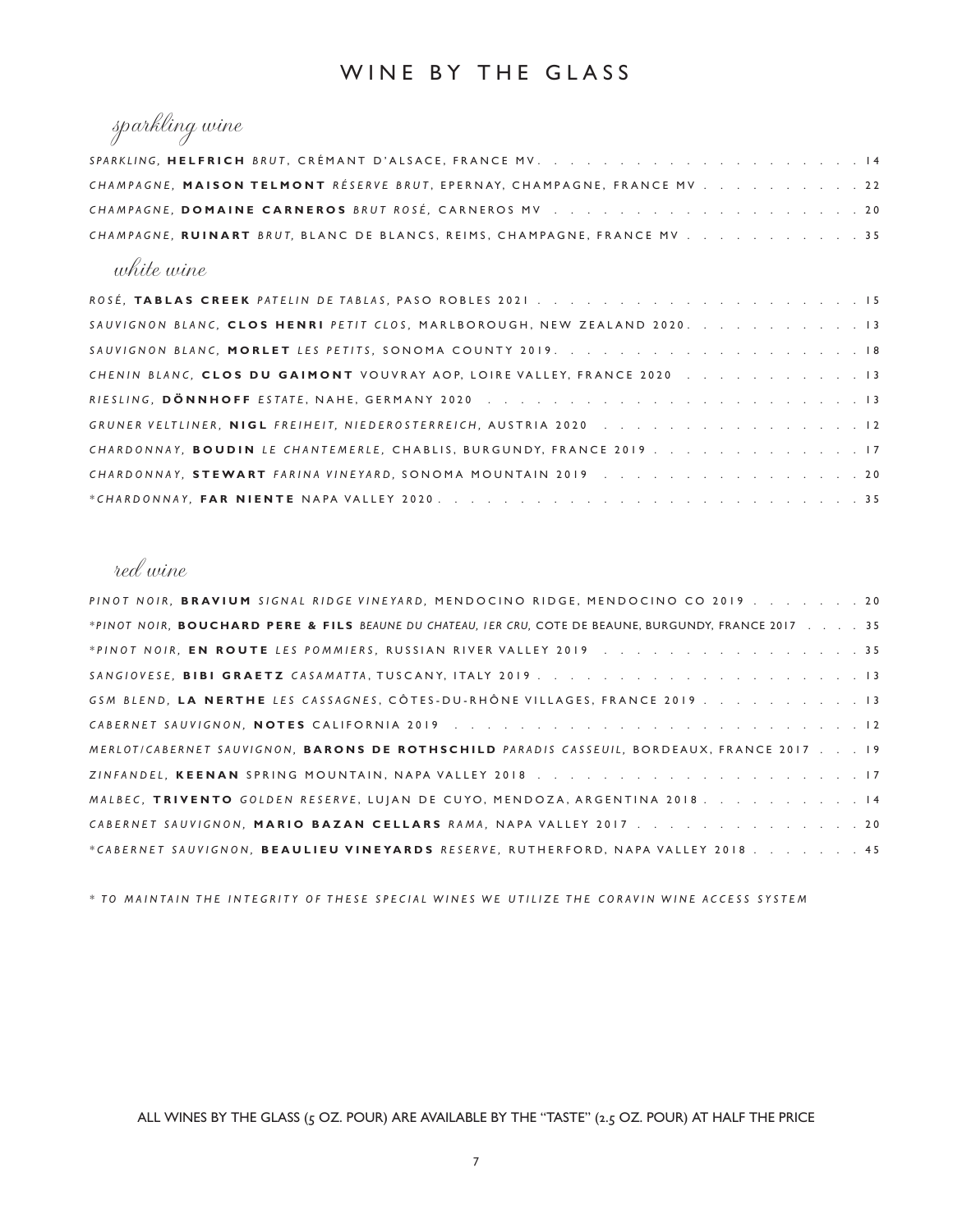# WINE BY THE GLASS

## sparkling wine

*SPARKLING,* **HELFRICH** *BRUT,* CRÉMANT D'ALSACE, FRANCE MV . . . . . . 14

*CHAMPAGNE,* **MAISON TELMONT** *RÉSERVE BRUT,* EPERNAY, CHAMPAGNE, FRANCE MV . . . . . . 22

*CHAMPAGNE,* **DOMAINE CARNEROS** *BRUT ROSÉ,* CARNEROS MV . . . . . . 20

*CHAMPAGNE,* **RUINART** *BRUT,* BLANC DE BLANCS, REIMS, CHAMPAGNE, FRANCE MV . . . . . . 35

## white wine

*ROSÉ,* **TABLAS CREEK** *PATELIN DE TABLAS,* PASO ROBLES 2021 . . . . . . 15

*SAUVIGNON BLANC,* **CLOS HENRI** *PETIT CLOS,* MARLBOROUGH, NEW ZEALAND 2020 . . . . . . 13

*SAUVIGNON BLANC,* **MORLET** *LES PETITS,* SONOMA COUNTY 2019 . . . . . . 18

*CHENIN BLANC,* **CLOS DU GAIMONT** VOUVRAY AOP, LOIRE VALLEY, FRANCE 2020 . . . . . . 13

*RIESLING,* **DÖNNHOFF** *ESTATE,* NAHE, GERMANY 2020 . . . . . . 13

*GRUNER VELTLINER,* **NIGL** *FREIHEIT, NIEDEROSTERREICH,* AUSTRIA 2020 . . . . . . 12

*CHARDONNAY,* **BOUDIN** *LE CHANTEMERLE,* CHABLIS, BURGUNDY, FRANCE 2019 . . . . . . 17

*CHARDONNAY,* **STEWART** *FARINA VINEYARD,* SONOMA MOUNTAIN 2019 . . . . . . 20

*\*CHARDONNAY,* **FAR NIENTE** NAPA VALLEY 2020 . . . . . . 35

## red wine

*PINOT NOIR,* **BRAVIUM** *SIGNAL RIDGE VINEYARD,* MENDOCINO RIDGE, MENDOCINO CO 2019 . . . . . . 20

*\*PINOT NOIR,* **BOUCHARD PERE & FILS** *BEAUNE DU CHATEAU, 1ER CRU,* COTE DE BEAUNE, BURGUNDY, FRANCE 2017 . . . . . . 35

*\*PINOT NOIR,* **EN ROUTE** *LES POMMIERS,* RUSSIAN RIVER VALLEY 2019 . . . . . . 35

*SANGIOVESE,* **BIBI GRAETZ** *CASAMATTA,* TUSCANY, ITALY 2019 . . . . . . 13

*GSM BLEND,* **LA NERTHE** *LES CASSAGNES,* CÔTES-DU-RHÔNE VILLAGES, FRANCE 2019 . . . . . . 13

*CABERNET SAUVIGNON,* **NOTES** CALIFORNIA 2019 . . . . . . 12

*MERLOT/CABERNET SAUVIGNON,* **BARONS DE ROTHSCHILD** *PARADIS CASSEUIL,* BORDEAUX, FRANCE 2017 . . . . . . 19

*ZINFANDEL,* **KEENAN** SPRING MOUNTAIN, NAPA VALLEY 2018 . . . . . . 17

*MALBEC,* **TRIVENTO** *GOLDEN RESERVE,* LUJAN DE CUYO, MENDOZA, ARGENTINA 2018 . . . . . . 14

*CABERNET SAUVIGNON,* **MARIO BAZAN CELLARS** *RAMA,* NAPA VALLEY 2017 . . . . . . 20

*\*CABERNET SAUVIGNON,* **BEAULIEU VINEYARDS** *RESERVE,* RUTHERFORD, NAPA VALLEY 2018 . . . . . . 45

*\* TO MAINTAIN THE INTEGRITY OF THESE SPECIAL WINES WE UTILIZE THE CORAVIN WINE ACCESS SYSTEM*

ALL WINES BY THE GLASS (5 OZ. POUR) ARE AVAILABLE BY THE "TASTE" (2.5 OZ. POUR) AT HALF THE PRICE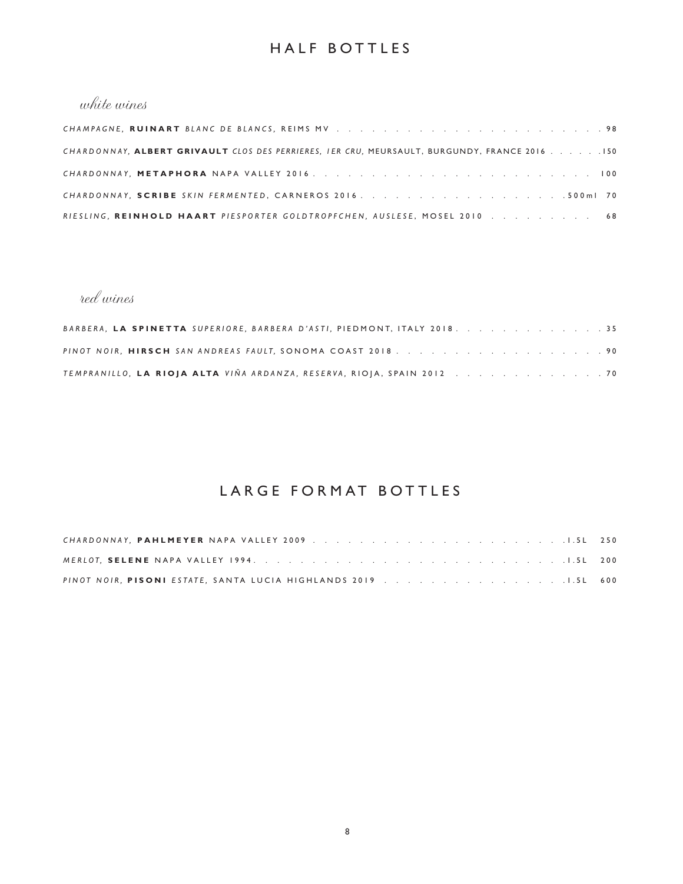# HALF BOTTLES

## *white wines*

*CHAMPAGNE,* **RUINART** *BLANC DE BLANCS,* REIMS MV . . . . . . . . . . . . . . . . . . . . . . . . 98

*CHARDONNAY,* **ALBERT GRIVAULT** *CLOS DES PERRIERES, 1ER CRU,* MEURSAULT, BURGUNDY, FRANCE 2016 . . . . . . 150

*CHARDONNAY,* **METAPHORA** NAPA VALLEY 2016 . . . . . . . . . . . . . . . . . . . . . . . . 100

*CHARDONNAY,* **SCRIBE** *SKIN FERMENTED,* CARNEROS 2016 . . . . . . . . . . . . . . . . . . 500ml 70

*RIESLING,* **REINHOLD HAART** *PIESPORTER GOLDTROPFCHEN, AUSLESE,* MOSEL 2010 . . . . . . . . . 68

## *red wines*

*BARBERA,* **LA SPINETTA** *SUPERIORE, BARBERA D'ASTI,* PIEDMONT, ITALY 2018 . . . . . . . . . . . . . 35

*PINOT NOIR,* **HIRSCH** *SAN ANDREAS FAULT,* SONOMA COAST 2018 . . . . . . . . . . . . . . . . . . 90

*TEMPRANILLO,* **LA RIOJA ALTA** *VIÑA ARDANZA, RESERVA,* RIOJA, SPAIN 2012 . . . . . . . . . . . . . 70

# LARGE FORMAT BOTTLES

*CHARDONNAY,* **PAHLMEYER** NAPA VALLEY 2009 . . . . . . . . . . . . . . . . . . . . . . 1.5L 250

*MERLOT,* **SELENE** NAPA VALLEY 1994 . . . . . . . . . . . . . . . . . . . . . . . . . 1.5L 200

*PINOT NOIR,* **PISONI** *ESTATE,* SANTA LUCIA HIGHLANDS 2019 . . . . . . . . . . . . . . . 1.5L 600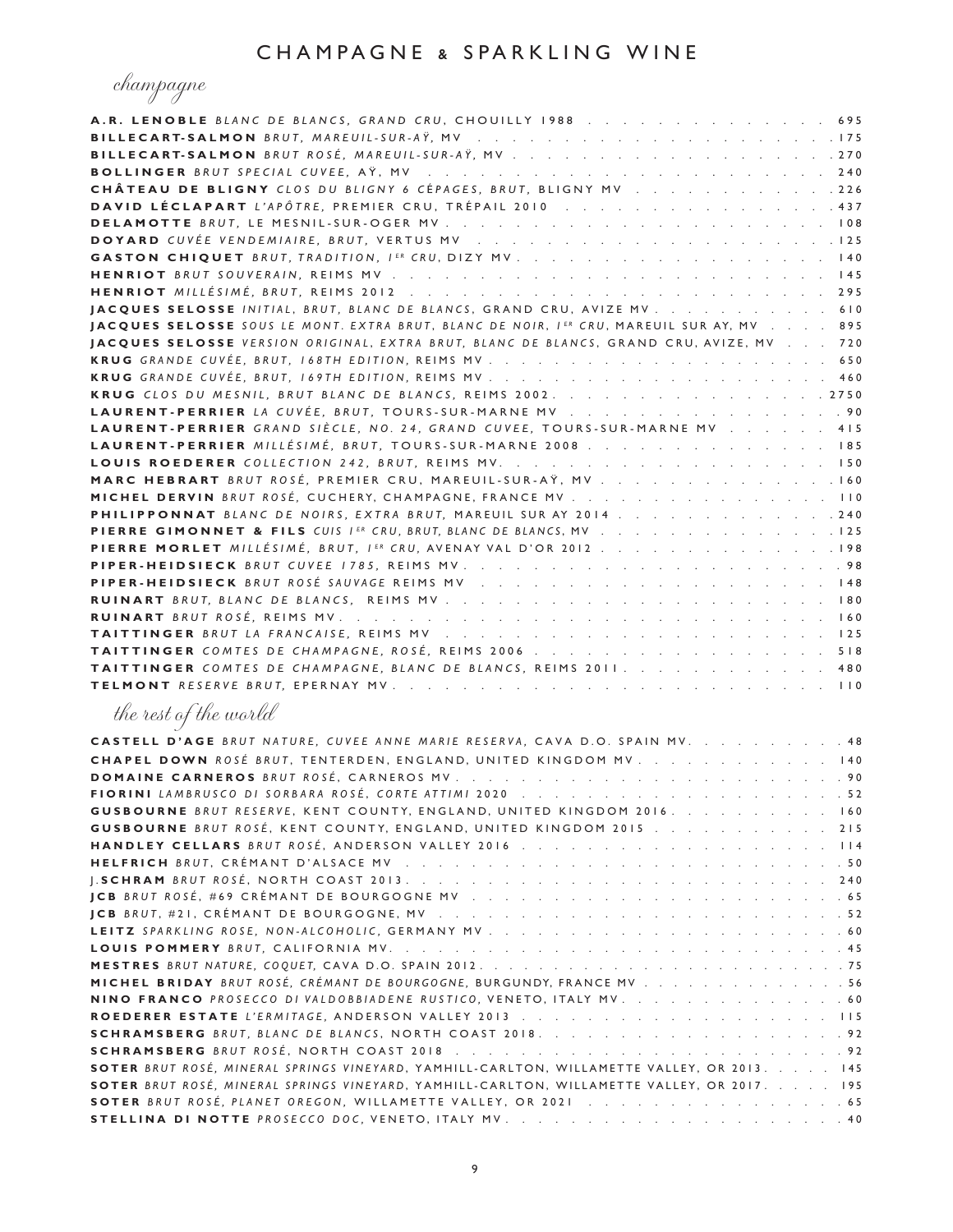# CHAMPAGNE & SPARKLING WINE

## *champagne*

**A.R. LENOBLE** *BLANC DE BLANCS, GRAND CRU*, CHOUILLY 1988 . . . 695
**BILLECART-SALMON** *BRUT*, *MAREUIL-SUR-AŸ*, MV . . . 175
**BILLECART-SALMON** *BRUT ROSÉ*, *MAREUIL-SUR-AŸ*, MV . . . 270
**BOLLINGER** *BRUT SPECIAL CUVEE*, AŸ, MV . . . 240
**CHÂTEAU DE BLIGNY** *CLOS DU BLIGNY 6 CÉPAGES*, *BRUT*, BLIGNY MV . . . 226
**DAVID LÉCLAPART** *L'APÔTRE*, PREMIER CRU, TRÉPAIL 2010 . . . 437
**DELAMOTTE** *BRUT*, LE MESNIL-SUR-OGER MV . . . 108
**DOYARD** *CUVÉE VENDEMIAIRE*, *BRUT*, VERTUS MV . . . 125
**GASTON CHIQUET** *BRUT, TRADITION, I^ER CRU*, DIZY MV . . . 140
**HENRIOT** *BRUT SOUVERAIN*, REIMS MV . . . 145
**HENRIOT** *MILLÉSIMÉ*, *BRUT*, REIMS 2012 . . . 295
**JACQUES SELOSSE** *INITIAL, BRUT, BLANC DE BLANCS*, GRAND CRU, AVIZE MV . . . 610
**JACQUES SELOSSE** *SOUS LE MONT. EXTRA BRUT, BLANC DE NOIR, I^ER CRU*, MAREUIL SUR AY, MV . . . 895
**JACQUES SELOSSE** *VERSION ORIGINAL, EXTRA BRUT, BLANC DE BLANCS*, GRAND CRU, AVIZE, MV . . . 720
**KRUG** *GRANDE CUVÉE, BRUT, 168TH EDITION*, REIMS MV . . . 650
**KRUG** *GRANDE CUVÉE, BRUT, 169TH EDITION*, REIMS MV . . . 460
**KRUG** *CLOS DU MESNIL, BRUT BLANC DE BLANCS*, REIMS 2002 . . . 2750
**LAURENT-PERRIER** *LA CUVÉE, BRUT*, TOURS-SUR-MARNE MV . . . 90
**LAURENT-PERRIER** *GRAND SIÈCLE, NO. 24, GRAND CUVEE*, TOURS-SUR-MARNE MV . . . 415
**LAURENT-PERRIER** *MILLÉSIMÉ, BRUT*, TOURS-SUR-MARNE 2008 . . . 185
**LOUIS ROEDERER** *COLLECTION 242, BRUT*, REIMS MV . . . 150
**MARC HEBRART** *BRUT ROSÉ*, PREMIER CRU, MAREUIL-SUR-AŸ, MV . . . 160
**MICHEL DERVIN** *BRUT ROSÉ*, CUCHERY, CHAMPAGNE, FRANCE MV . . . 110
**PHILIPPONNAT** *BLANC DE NOIRS, EXTRA BRUT*, MAREUIL SUR AY 2014 . . . 240
**PIERRE GIMONNET & FILS** *CUIS I^ER CRU, BRUT, BLANC DE BLANCS*, MV . . . 125
**PIERRE MORLET** *MILLÉSIMÉ, BRUT, I^ER CRU*, AVENAY VAL D'OR 2012 . . . 198
**PIPER-HEIDSIECK** *BRUT CUVEE 1785*, REIMS MV . . . 98
**PIPER-HEIDSIECK** *BRUT ROSÉ SAUVAGE* REIMS MV . . . 148
**RUINART** *BRUT, BLANC DE BLANCS*, REIMS MV . . . 180
**RUINART** *BRUT ROSÉ*, REIMS MV . . . 160
**TAITTINGER** *BRUT LA FRANCAISE*, REIMS MV . . . 125
**TAITTINGER** *COMTES DE CHAMPAGNE, ROSÉ*, REIMS 2006 . . . 518
**TAITTINGER** *COMTES DE CHAMPAGNE, BLANC DE BLANCS*, REIMS 2011 . . . 480
**TELMONT** *RESERVE BRUT*, EPERNAY MV . . . 110

## *the rest of the world*

**CASTELL D'AGE** *BRUT NATURE, CUVEE ANNE MARIE RESERVA*, CAVA D.O. SPAIN MV . . . 48
**CHAPEL DOWN** *ROSÉ BRUT*, TENTERDEN, ENGLAND, UNITED KINGDOM MV . . . 140
**DOMAINE CARNEROS** *BRUT ROSÉ*, CARNEROS MV . . . 90
**FIORINI** *LAMBRUSCO DI SORBARA ROSÉ, CORTE ATTIMI* 2020 . . . 52
**GUSBOURNE** *BRUT RESERVE*, KENT COUNTY, ENGLAND, UNITED KINGDOM 2016 . . . 160
**GUSBOURNE** *BRUT ROSÉ*, KENT COUNTY, ENGLAND, UNITED KINGDOM 2015 . . . 215
**HANDLEY CELLARS** *BRUT ROSÉ*, ANDERSON VALLEY 2016 . . . 114
**HELFRICH** *BRUT*, CRÉMANT D'ALSACE MV . . . 50
**J.SCHRAM** *BRUT ROSÉ*, NORTH COAST 2013 . . . 240
**JCB** *BRUT ROSÉ*, #69 CRÉMANT DE BOURGOGNE MV . . . 65
**JCB** *BRUT*, #21, CRÉMANT DE BOURGOGNE, MV . . . 52
**LEITZ** *SPARKLING ROSE, NON-ALCOHOLIC*, GERMANY MV . . . 60
**LOUIS POMMERY** *BRUT*, CALIFORNIA MV . . . 45
**MESTRES** *BRUT NATURE, COQUET*, CAVA D.O. SPAIN 2012 . . . 75
**MICHEL BRIDAY** *BRUT ROSÉ, CRÉMANT DE BOURGOGNE*, BURGUNDY, FRANCE MV . . . 56
**NINO FRANCO** *PROSECCO DI VALDOBBIADENE RUSTICO*, VENETO, ITALY MV . . . 60
**ROEDERER ESTATE** *L'ERMITAGE*, ANDERSON VALLEY 2013 . . . 115
**SCHRAMSBERG** *BRUT, BLANC DE BLANCS*, NORTH COAST 2018 . . . 92
**SCHRAMSBERG** *BRUT ROSÉ*, NORTH COAST 2018 . . . 92
**SOTER** *BRUT ROSÉ, MINERAL SPRINGS VINEYARD*, YAMHILL-CARLTON, WILLAMETTE VALLEY, OR 2013 . . . 145
**SOTER** *BRUT ROSÉ, MINERAL SPRINGS VINEYARD*, YAMHILL-CARLTON, WILLAMETTE VALLEY, OR 2017 . . . 195
**SOTER** *BRUT ROSÉ, PLANET OREGON*, WILLAMETTE VALLEY, OR 2021 . . . 65
**STELLINA DI NOTTE** *PROSECCO DOC*, VENETO, ITALY MV . . . 40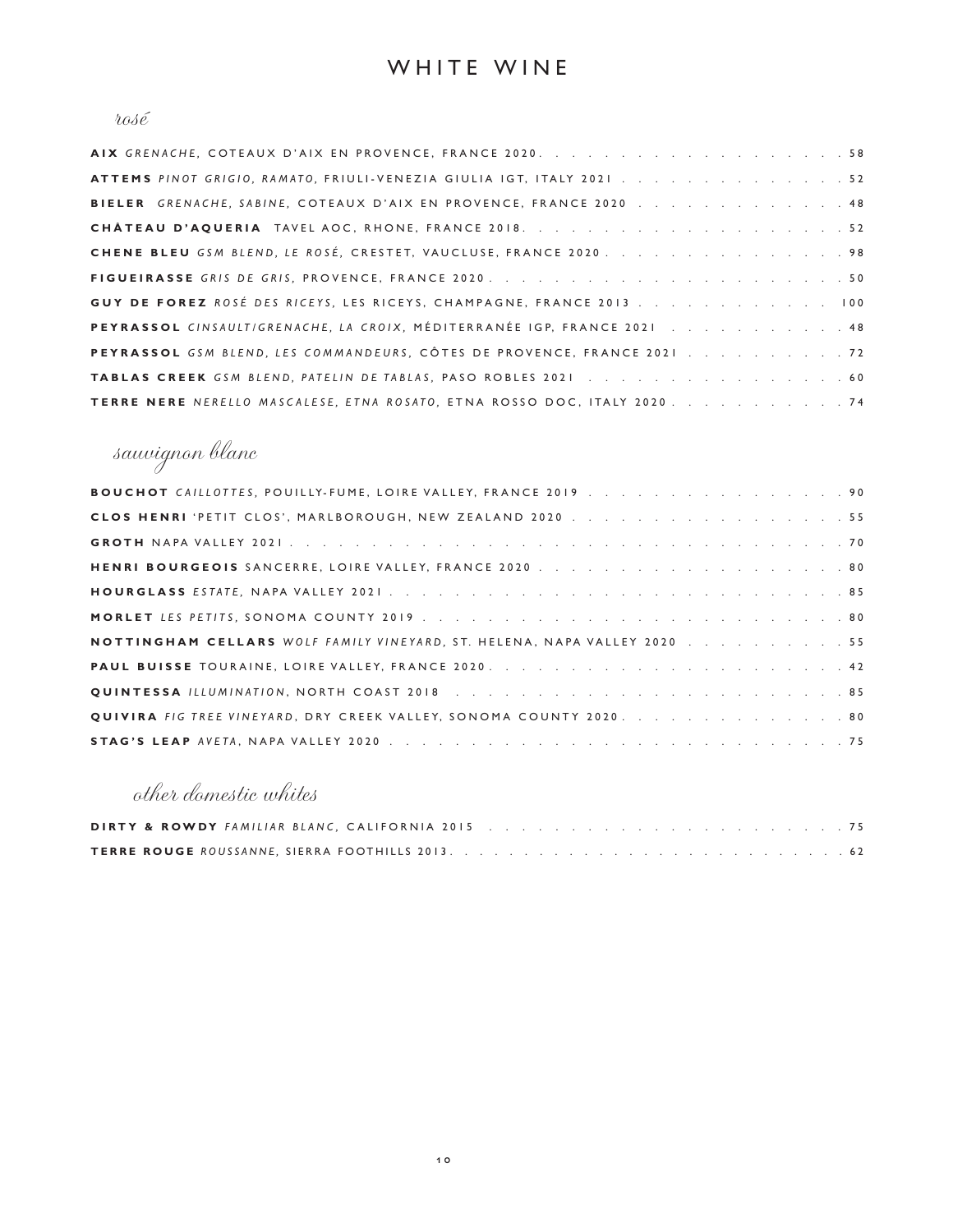# WHITE WINE

## *rosé*

**AIX** *GRENACHE*, COTEAUX D'AIX EN PROVENCE, FRANCE 2020 . . . . . 58

**ATTEMS** *PINOT GRIGIO, RAMATO*, FRIULI-VENEZIA GIULIA IGT, ITALY 2021 . . . . . 52

**BIELER** *GRENACHE, SABINE*, COTEAUX D'AIX EN PROVENCE, FRANCE 2020 . . . . . 48

**CHÂTEAU D'AQUERIA** TAVEL AOC, RHONE, FRANCE 2018 . . . . . 52

**CHENE BLEU** *GSM BLEND, LE ROSÉ*, CRESTET, VAUCLUSE, FRANCE 2020 . . . . . 98

**FIGUEIRASSE** *GRIS DE GRIS*, PROVENCE, FRANCE 2020 . . . . . 50

**GUY DE FOREZ** *ROSÉ DES RICEYS*, LES RICEYS, CHAMPAGNE, FRANCE 2013 . . . . . 100

**PEYRASSOL** *CINSAULT/GRENACHE, LA CROIX*, MÉDITERRANÉE IGP, FRANCE 2021 . . . . . 48

**PEYRASSOL** *GSM BLEND, LES COMMANDEURS*, CÔTES DE PROVENCE, FRANCE 2021 . . . . . 72

**TABLAS CREEK** *GSM BLEND, PATELIN DE TABLAS*, PASO ROBLES 2021 . . . . . 60

**TERRE NERE** *NERELLO MASCALESE, ETNA ROSATO*, ETNA ROSSO DOC, ITALY 2020 . . . . . 74

## *sauvignon blanc*

**BOUCHOT** *CAILLOTTES*, POUILLY-FUME, LOIRE VALLEY, FRANCE 2019 . . . . . 90

**CLOS HENRI** 'PETIT CLOS', MARLBOROUGH, NEW ZEALAND 2020 . . . . . 55

**GROTH** NAPA VALLEY 2021 . . . . . 70

**HENRI BOURGEOIS** SANCERRE, LOIRE VALLEY, FRANCE 2020 . . . . . 80

**HOURGLASS** *ESTATE*, NAPA VALLEY 2021 . . . . . 85

**MORLET** *LES PETITS*, SONOMA COUNTY 2019 . . . . . 80

**NOTTINGHAM CELLARS** *WOLF FAMILY VINEYARD*, ST. HELENA, NAPA VALLEY 2020 . . . . . 55

**PAUL BUISSE** TOURAINE, LOIRE VALLEY, FRANCE 2020 . . . . . 42

**QUINTESSA** *ILLUMINATION*, NORTH COAST 2018 . . . . . 85

**QUIVIRA** *FIG TREE VINEYARD*, DRY CREEK VALLEY, SONOMA COUNTY 2020 . . . . . 80

**STAG'S LEAP** *AVETA*, NAPA VALLEY 2020 . . . . . 75

## *other domestic whites*

**DIRTY & ROWDY** *FAMILIAR BLANC*, CALIFORNIA 2015 . . . . . 75

**TERRE ROUGE** *ROUSSANNE*, SIERRA FOOTHILLS 2013 . . . . . 62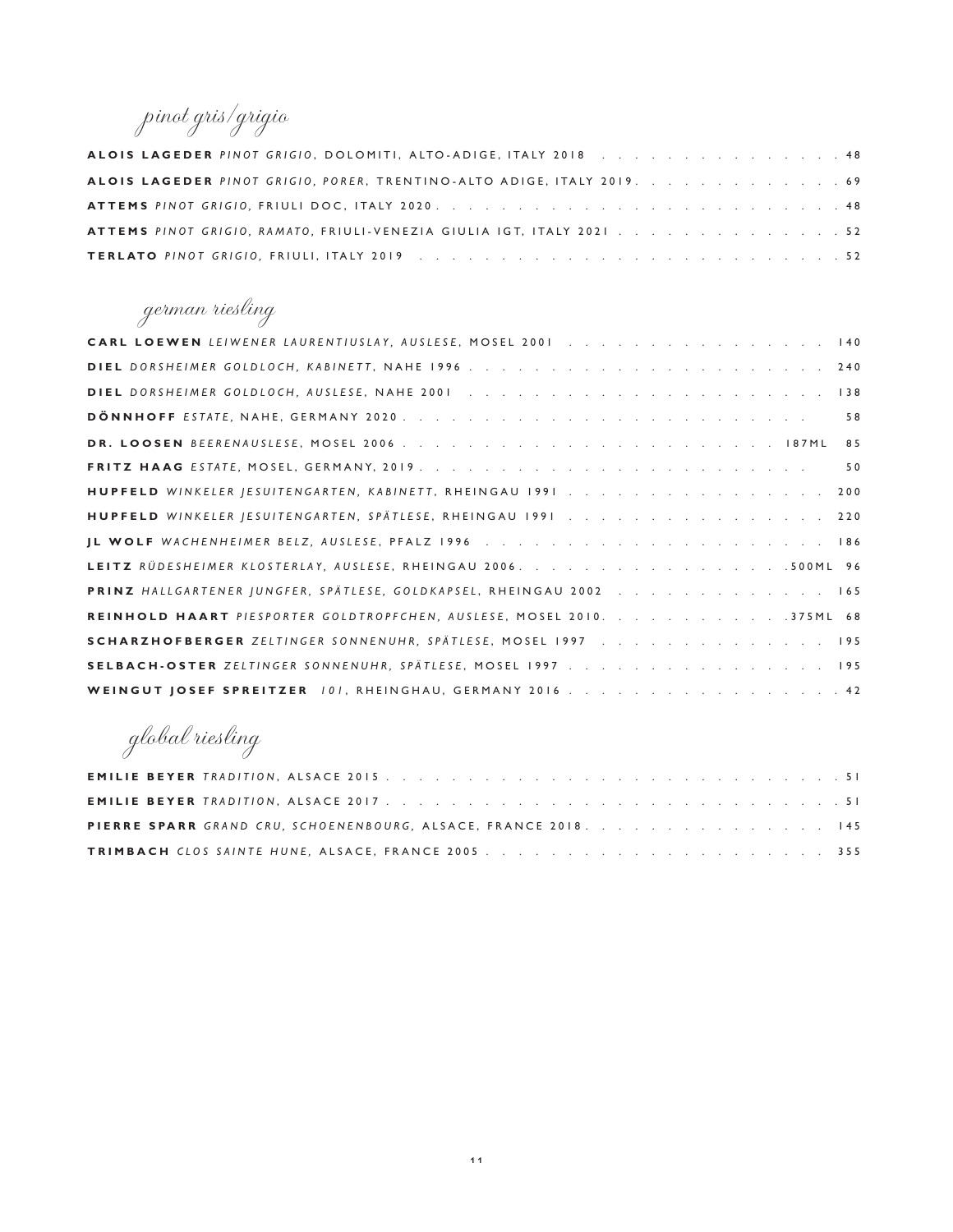## pinot gris/grigio

**ALOIS LAGEDER** *PINOT GRIGIO*, DOLOMITI, ALTO-ADIGE, ITALY 2018 . . . . . . . . . . . . . . . . 48

**ALOIS LAGEDER** *PINOT GRIGIO, PORER*, TRENTINO-ALTO ADIGE, ITALY 2019. . . . . . . . . . . . . 69

**ATTEMS** *PINOT GRIGIO*, FRIULI DOC, ITALY 2020 . . . . . . . . . . . . . . . . . . . . . . . . . 48

**ATTEMS** *PINOT GRIGIO, RAMATO*, FRIULI-VENEZIA GIULIA IGT, ITALY 2021 . . . . . . . . . . . . . . 52

**TERLATO** *PINOT GRIGIO*, FRIULI, ITALY 2019 . . . . . . . . . . . . . . . . . . . . . . . . . 52

## german riesling

**CARL LOEWEN** *LEIWENER LAURENTIUSLAY, AUSLESE*, MOSEL 2001 . . . . . . . . . . . . . . . . 140

**DIEL** *DORSHEIMER GOLDLOCH, KABINETT*, NAHE 1996 . . . . . . . . . . . . . . . . . . . . . 240

**DIEL** *DORSHEIMER GOLDLOCH, AUSLESE*, NAHE 2001 . . . . . . . . . . . . . . . . . . . . . 138

**DÖNNHOFF** *ESTATE*, NAHE, GERMANY 2020 . . . . . . . . . . . . . . . . . . . . . . . . . 58

**DR. LOOSEN** *BEERENAUSLESE*, MOSEL 2006 . . . . . . . . . . . . . . . . . . . . . . 187ML 85

**FRITZ HAAG** *ESTATE*, MOSEL, GERMANY, 2019 . . . . . . . . . . . . . . . . . . . . . . . . 50

**HUPFELD** *WINKELER JESUITENGARTEN, KABINETT*, RHEINGAU 1991 . . . . . . . . . . . . . . . . 200

**HUPFELD** *WINKELER JESUITENGARTEN, SPÄTLESE*, RHEINGAU 1991 . . . . . . . . . . . . . . . . 220

**JL WOLF** *WACHENHEIMER BELZ, AUSLESE*, PFALZ 1996 . . . . . . . . . . . . . . . . . . . . . 186

**LEITZ** *RÜDESHEIMER KLOSTERLAY, AUSLESE*, RHEINGAU 2006. . . . . . . . . . . . . . . .500ML 96

**PRINZ** *HALLGARTENER JUNGFER, SPÄTLESE, GOLDKAPSEL*, RHEINGAU 2002 . . . . . . . . . . . . . 165

**REINHOLD HAART** *PIESPORTER GOLDTROPFCHEN, AUSLESE*, MOSEL 2010. . . . . . . . . . . .375ML 68

**SCHARZHOFBERGER** *ZELTINGER SONNENUHR, SPÄTLESE*, MOSEL 1997 . . . . . . . . . . . . . . . 195

**SELBACH-OSTER** *ZELTINGER SONNENUHR, SPÄTLESE*, MOSEL 1997 . . . . . . . . . . . . . . . . 195

**WEINGUT JOSEF SPREITZER** *101*, RHEINGHAU, GERMANY 2016 . . . . . . . . . . . . . . . . . . 42

## global riesling

**EMILIE BEYER** *TRADITION*, ALSACE 2015 . . . . . . . . . . . . . . . . . . . . . . . . . . . 51

**EMILIE BEYER** *TRADITION*, ALSACE 2017 . . . . . . . . . . . . . . . . . . . . . . . . . . . 51

**PIERRE SPARR** *GRAND CRU, SCHOENENBOURG*, ALSACE, FRANCE 2018. . . . . . . . . . . . . . . 145

**TRIMBACH** *CLOS SAINTE HUNE*, ALSACE, FRANCE 2005 . . . . . . . . . . . . . . . . . . . . . 355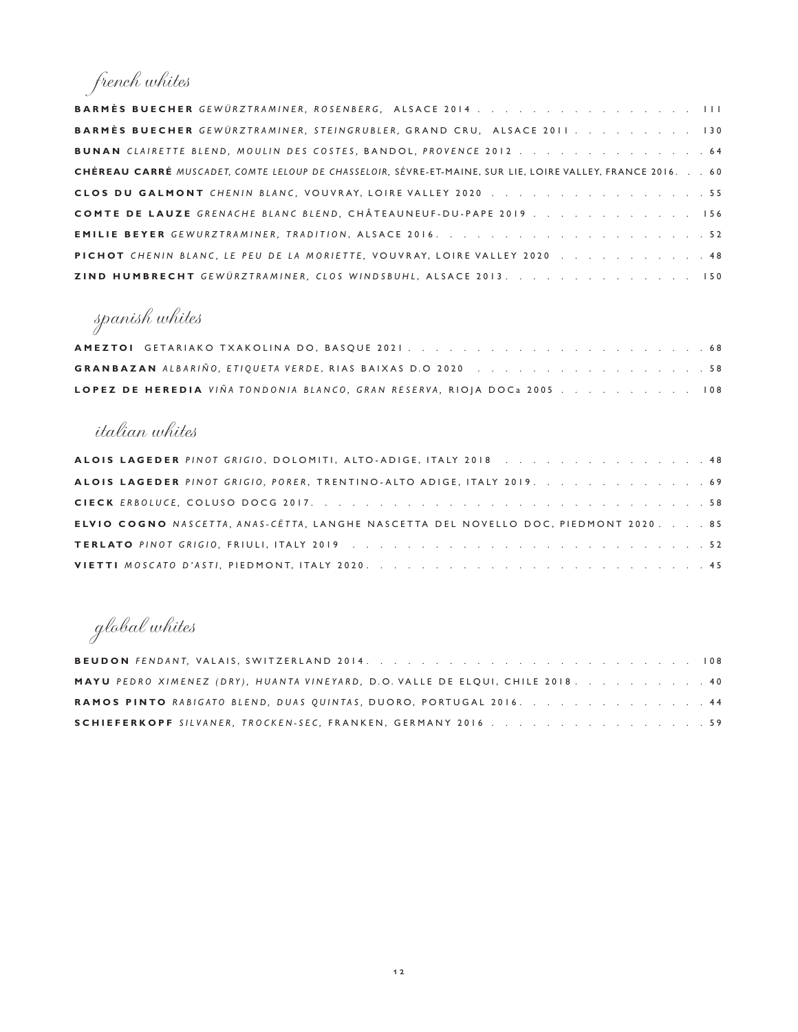## *french whites*

**BARMÈS BUECHER** *GEWÜRZTRAMINER, ROSENBERG,* ALSACE 2014 . . . . . . . . . . . . . . . . 111

**BARMÈS BUECHER** *GEWÜRZTRAMINER, STEINGRUBLER,* GRAND CRU, ALSACE 2011 . . . . . . . . . . 130

**BUNAN** *CLAIRETTE BLEND, MOULIN DES COSTES,* BANDOL, *PROVENCE* 2012 . . . . . . . . . . . . . . 64

**CHÉREAU CARRÉ** *MUSCADET, COMTE LELOUP DE CHASSELOIR,* SÈVRE-ET-MAINE, SUR LIE, LOIRE VALLEY, FRANCE 2016. . . 60

**CLOS DU GALMONT** *CHENIN BLANC,* VOUVRAY, LOIRE VALLEY 2020 . . . . . . . . . . . . . . . . 55

**COMTE DE LAUZE** *GRENACHE BLANC BLEND,* CHÂTEAUNEUF-DU-PAPE 2019 . . . . . . . . . . . . 156

**EMILIE BEYER** *GEWURZTRAMINER, TRADITION,* ALSACE 2016. . . . . . . . . . . . . . . . . . . . 52

**PICHOT** *CHENIN BLANC, LE PEU DE LA MORIETTE,* VOUVRAY, LOIRE VALLEY 2020 . . . . . . . . . . . 48

**ZIND HUMBRECHT** *GEWÜRZTRAMINER, CLOS WINDSBUHL,* ALSACE 2013. . . . . . . . . . . . . . 150

## *spanish whites*

**AMEZTOI** GETARIAKO TXAKOLINA DO, BASQUE 2021 . . . . . . . . . . . . . . . . . . . . . . 68

**GRANBAZAN** *ALBARIÑO, ETIQUETA VERDE,* RIAS BAIXAS D.O 2020 . . . . . . . . . . . . . . . . 58

**LOPEZ DE HEREDIA** *VIÑA TONDONIA BLANCO, GRAN RESERVA,* RIOJA DOCa 2005 . . . . . . . . . . 108

## *italian whites*

**ALOIS LAGEDER** *PINOT GRIGIO,* DOLOMITI, ALTO-ADIGE, ITALY 2018 . . . . . . . . . . . . . . . 48

**ALOIS LAGEDER** *PINOT GRIGIO, PORER,* TRENTINO-ALTO ADIGE, ITALY 2019. . . . . . . . . . . . . 69

**CIECK** *ERBOLUCE,* COLUSO DOCG 2017. . . . . . . . . . . . . . . . . . . . . . . . . . . 58

**ELVIO COGNO** *NASCETTA, ANAS-CËTTA,* LANGHE NASCETTA DEL NOVELLO DOC, PIEDMONT 2020. . . . 85

**TERLATO** *PINOT GRIGIO,* FRIULI, ITALY 2019 . . . . . . . . . . . . . . . . . . . . . . . . 52

**VIETTI** *MOSCATO D'ASTI,* PIEDMONT, ITALY 2020. . . . . . . . . . . . . . . . . . . . . . . 45

## *global whites*

**BEUDON** *FENDANT,* VALAIS, SWITZERLAND 2014. . . . . . . . . . . . . . . . . . . . . . . 108

**MAYU** *PEDRO XIMENEZ (DRY), HUANTA VINEYARD,* D.O. VALLE DE ELQUI, CHILE 2018. . . . . . . . . . 40

**RAMOS PINTO** *RABIGATO BLEND, DUAS QUINTAS,* DUORO, PORTUGAL 2016. . . . . . . . . . . . . . 44

**SCHIEFERKOPF** *SILVANER, TROCKEN-SEC,* FRANKEN, GERMANY 2016 . . . . . . . . . . . . . . . . 59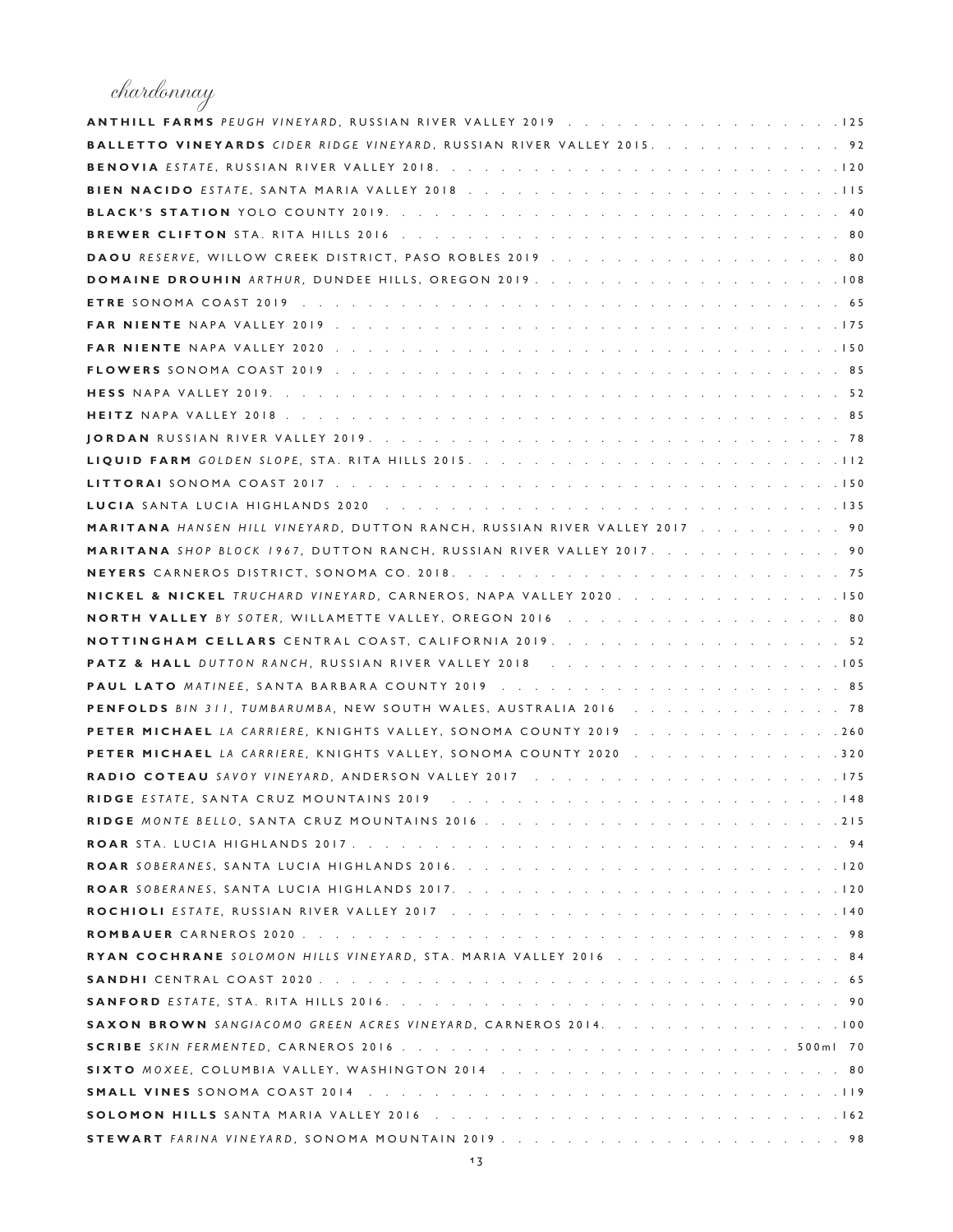## chardonnay

**ANTHILL FARMS** *PEUGH VINEYARD*, RUSSIAN RIVER VALLEY 2019 . . . 125
**BALLETTO VINEYARDS** *CIDER RIDGE VINEYARD*, RUSSIAN RIVER VALLEY 2015 . . . 92
**BENOVIA** *ESTATE*, RUSSIAN RIVER VALLEY 2018 . . . 120
**BIEN NACIDO** *ESTATE*, SANTA MARIA VALLEY 2018 . . . 115
**BLACK'S STATION** YOLO COUNTY 2019 . . . 40
**BREWER CLIFTON** STA. RITA HILLS 2016 . . . 80
**DAOU** *RESERVE*, WILLOW CREEK DISTRICT, PASO ROBLES 2019 . . . 80
**DOMAINE DROUHIN** *ARTHUR*, DUNDEE HILLS, OREGON 2019 . . . 108
**ETRE** SONOMA COAST 2019 . . . 65
**FAR NIENTE** NAPA VALLEY 2019 . . . 175
**FAR NIENTE** NAPA VALLEY 2020 . . . 150
**FLOWERS** SONOMA COAST 2019 . . . 85
**HESS** NAPA VALLEY 2019 . . . 52
**HEITZ** NAPA VALLEY 2018 . . . 85
**JORDAN** RUSSIAN RIVER VALLEY 2019 . . . 78
**LIQUID FARM** *GOLDEN SLOPE*, STA. RITA HILLS 2015 . . . 112
**LITTORAI** SONOMA COAST 2017 . . . 150
**LUCIA** SANTA LUCIA HIGHLANDS 2020 . . . 135
**MARITANA** *HANSEN HILL VINEYARD*, DUTTON RANCH, RUSSIAN RIVER VALLEY 2017 . . . 90
**MARITANA** *SHOP BLOCK 1967*, DUTTON RANCH, RUSSIAN RIVER VALLEY 2017 . . . 90
**NEYERS** CARNEROS DISTRICT, SONOMA CO. 2018 . . . 75
**NICKEL & NICKEL** *TRUCHARD VINEYARD*, CARNEROS, NAPA VALLEY 2020 . . . 150
**NORTH VALLEY** *BY SOTER*, WILLAMETTE VALLEY, OREGON 2016 . . . 80
**NOTTINGHAM CELLARS** CENTRAL COAST, CALIFORNIA 2019 . . . 52
**PATZ & HALL** *DUTTON RANCH*, RUSSIAN RIVER VALLEY 2018 . . . 105
**PAUL LATO** *MATINEE*, SANTA BARBARA COUNTY 2019 . . . 85
**PENFOLDS** *BIN 311, TUMBARUMBA*, NEW SOUTH WALES, AUSTRALIA 2016 . . . 78
**PETER MICHAEL** *LA CARRIERE*, KNIGHTS VALLEY, SONOMA COUNTY 2019 . . . 260
**PETER MICHAEL** *LA CARRIERE*, KNIGHTS VALLEY, SONOMA COUNTY 2020 . . . 320
**RADIO COTEAU** *SAVOY VINEYARD*, ANDERSON VALLEY 2017 . . . 175
**RIDGE** *ESTATE*, SANTA CRUZ MOUNTAINS 2019 . . . 148
**RIDGE** *MONTE BELLO*, SANTA CRUZ MOUNTAINS 2016 . . . 215
**ROAR** STA. LUCIA HIGHLANDS 2017 . . . 94
**ROAR** *SOBERANES*, SANTA LUCIA HIGHLANDS 2016 . . . 120
**ROAR** *SOBERANES*, SANTA LUCIA HIGHLANDS 2017 . . . 120
**ROCHIOLI** *ESTATE*, RUSSIAN RIVER VALLEY 2017 . . . 140
**ROMBAUER** CARNEROS 2020 . . . 98
**RYAN COCHRANE** *SOLOMON HILLS VINEYARD*, STA. MARIA VALLEY 2016 . . . 84
**SANDHI** CENTRAL COAST 2020 . . . 65
**SANFORD** *ESTATE*, STA. RITA HILLS 2016 . . . 90
**SAXON BROWN** *SANGIACOMO GREEN ACRES VINEYARD*, CARNEROS 2014 . . . 100
**SCRIBE** *SKIN FERMENTED*, CARNEROS 2016 . . . 500ml 70
**SIXTO** *MOXEE*, COLUMBIA VALLEY, WASHINGTON 2014 . . . 80
**SMALL VINES** SONOMA COAST 2014 . . . 119
**SOLOMON HILLS** SANTA MARIA VALLEY 2016 . . . 162
**STEWART** *FARINA VINEYARD*, SONOMA MOUNTAIN 2019 . . . 98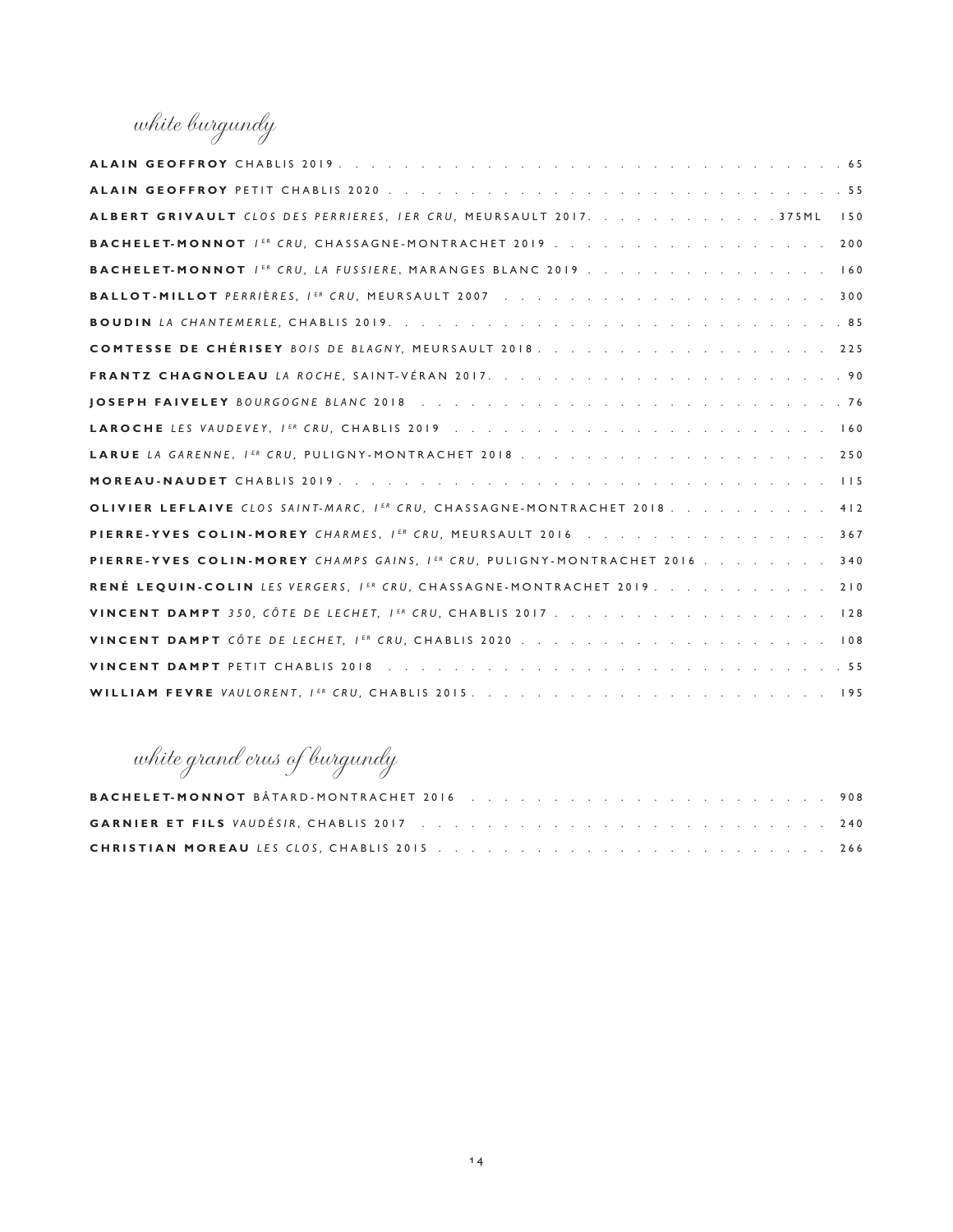## *white burgundy*

**ALAIN GEOFFROY** CHABLIS 2019 . . . . . . . . . . . . . . . . . . . . . . . . . . . . . . . . . 65

**ALAIN GEOFFROY** PETIT CHABLIS 2020 . . . . . . . . . . . . . . . . . . . . . . . . . . . . . 55

**ALBERT GRIVAULT** *CLOS DES PERRIERES, 1ER CRU,* MEURSAULT 2017. . . . . . . . . . . . 375ML 150

**BACHELET-MONNOT** *1ER CRU,* CHASSAGNE-MONTRACHET 2019 . . . . . . . . . . . . . . . . . 200

**BACHELET-MONNOT** *1ER CRU, LA FUSSIERE,* MARANGES BLANC 2019 . . . . . . . . . . . . . . 160

**BALLOT-MILLOT** *PERRIÈRES, 1ER CRU,* MEURSAULT 2007 . . . . . . . . . . . . . . . . . . 300

**BOUDIN** *LA CHANTEMERLE,* CHABLIS 2019. . . . . . . . . . . . . . . . . . . . . . . . . . . 85

**COMTESSE DE CHÉRISEY** *BOIS DE BLAGNY,* MEURSAULT 2018 . . . . . . . . . . . . . . . . . 225

**FRANTZ CHAGNOLEAU** *LA ROCHE,* SAINT-VÉRAN 2017. . . . . . . . . . . . . . . . . . . . . 90

**JOSEPH FAIVELEY** *BOURGOGNE BLANC* 2018 . . . . . . . . . . . . . . . . . . . . . . . . 76

**LAROCHE** *LES VAUDEVEY, 1ER CRU,* CHABLIS 2019 . . . . . . . . . . . . . . . . . . . . . . 160

**LARUE** *LA GARENNE, 1ER CRU,* PULIGNY-MONTRACHET 2018 . . . . . . . . . . . . . . . . . . 250

**MOREAU-NAUDET** CHABLIS 2019 . . . . . . . . . . . . . . . . . . . . . . . . . . . . . . 115

**OLIVIER LEFLAIVE** *CLOS SAINT-MARC, 1ER CRU,* CHASSAGNE-MONTRACHET 2018 . . . . . . . . . . 412

**PIERRE-YVES COLIN-MOREY** *CHARMES, 1ER CRU,* MEURSAULT 2016 . . . . . . . . . . . . . . . 367

**PIERRE-YVES COLIN-MOREY** *CHAMPS GAINS, 1ER CRU,* PULIGNY-MONTRACHET 2016 . . . . . . . . 340

**RENÉ LEQUIN-COLIN** *LES VERGERS, 1ER CRU,* CHASSAGNE-MONTRACHET 2019 . . . . . . . . . . . 210

**VINCENT DAMPT** *350, CÔTE DE LECHET, 1ER CRU,* CHABLIS 2017 . . . . . . . . . . . . . . . . 128

**VINCENT DAMPT** *CÔTE DE LECHET, 1ER CRU,* CHABLIS 2020 . . . . . . . . . . . . . . . . . . 108

**VINCENT DAMPT** PETIT CHABLIS 2018 . . . . . . . . . . . . . . . . . . . . . . . . . . . . 55

**WILLIAM FEVRE** *VAULORENT, 1ER CRU,* CHABLIS 2015. . . . . . . . . . . . . . . . . . . . . 195

## *white grand crus of burgundy*

**BACHELET-MONNOT** BÂTARD-MONTRACHET 2016 . . . . . . . . . . . . . . . . . . . . . . . 908

**GARNIER ET FILS** *VAUDÉSIR,* CHABLIS 2017 . . . . . . . . . . . . . . . . . . . . . . . . 240

**CHRISTIAN MOREAU** *LES CLOS,* CHABLIS 2015 . . . . . . . . . . . . . . . . . . . . . . . 266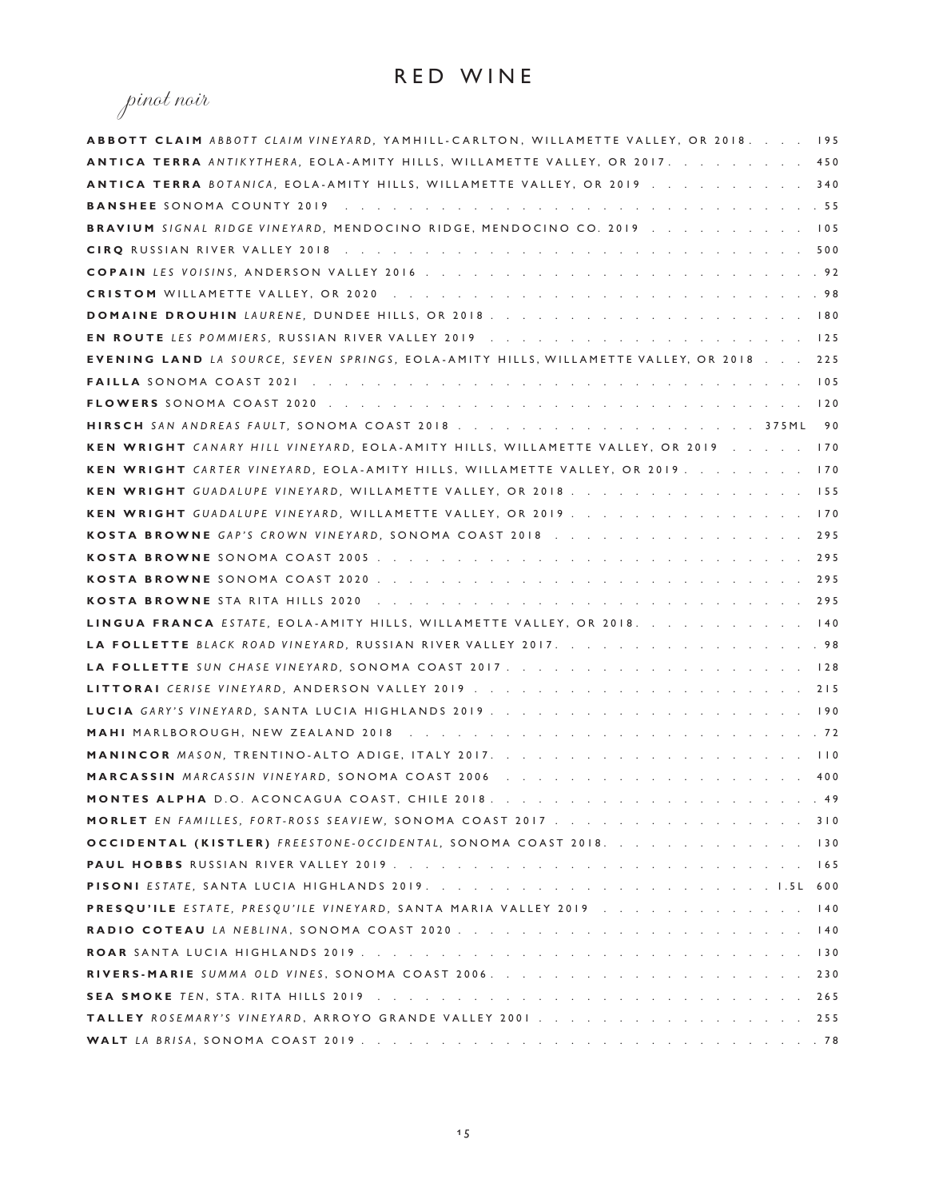# RED WINE

## *pinot noir*

**ABBOTT CLAIM** *ABBOTT CLAIM VINEYARD*, YAMHILL-CARLTON, WILLAMETTE VALLEY, OR 2018 . . . . 195

**ANTICA TERRA** *ANTIKYTHERA*, EOLA-AMITY HILLS, WILLAMETTE VALLEY, OR 2017 . . . . 450

**ANTICA TERRA** *BOTANICA*, EOLA-AMITY HILLS, WILLAMETTE VALLEY, OR 2019 . . . . 340

**BANSHEE** SONOMA COUNTY 2019 . . . . 55

**BRAVIUM** *SIGNAL RIDGE VINEYARD*, MENDOCINO RIDGE, MENDOCINO CO. 2019 . . . . 105

**CIRQ** RUSSIAN RIVER VALLEY 2018 . . . . 500

**COPAIN** *LES VOISINS*, ANDERSON VALLEY 2016 . . . . 92

**CRISTOM** WILLAMETTE VALLEY, OR 2020 . . . . 98

**DOMAINE DROUHIN** *LAURENE*, DUNDEE HILLS, OR 2018 . . . . 180

**EN ROUTE** *LES POMMIERS*, RUSSIAN RIVER VALLEY 2019 . . . . 125

**EVENING LAND** *LA SOURCE, SEVEN SPRINGS*, EOLA-AMITY HILLS, WILLAMETTE VALLEY, OR 2018 . . . . 225

**FAILLA** SONOMA COAST 2021 . . . . 105

**FLOWERS** SONOMA COAST 2020 . . . . 120

**HIRSCH** *SAN ANDREAS FAULT*, SONOMA COAST 2018 . . . . 375ML 90

**KEN WRIGHT** *CANARY HILL VINEYARD*, EOLA-AMITY HILLS, WILLAMETTE VALLEY, OR 2019 . . . . 170

**KEN WRIGHT** *CARTER VINEYARD*, EOLA-AMITY HILLS, WILLAMETTE VALLEY, OR 2019 . . . . 170

**KEN WRIGHT** *GUADALUPE VINEYARD*, WILLAMETTE VALLEY, OR 2018 . . . . 155

**KEN WRIGHT** *GUADALUPE VINEYARD*, WILLAMETTE VALLEY, OR 2019 . . . . 170

**KOSTA BROWNE** *GAP'S CROWN VINEYARD*, SONOMA COAST 2018 . . . . 295

**KOSTA BROWNE** SONOMA COAST 2005 . . . . 295

**KOSTA BROWNE** SONOMA COAST 2020 . . . . 295

**KOSTA BROWNE** STA RITA HILLS 2020 . . . . 295

**LINGUA FRANCA** *ESTATE*, EOLA-AMITY HILLS, WILLAMETTE VALLEY, OR 2018 . . . . 140

**LA FOLLETTE** *BLACK ROAD VINEYARD*, RUSSIAN RIVER VALLEY 2017 . . . . 98

**LA FOLLETTE** *SUN CHASE VINEYARD*, SONOMA COAST 2017 . . . . 128

**LITTORAI** *CERISE VINEYARD*, ANDERSON VALLEY 2019 . . . . 215

**LUCIA** *GARY'S VINEYARD*, SANTA LUCIA HIGHLANDS 2019 . . . . 190

**MAHI** MARLBOROUGH, NEW ZEALAND 2018 . . . . 72

**MANINCOR** *MASON*, TRENTINO-ALTO ADIGE, ITALY 2017 . . . . 110

**MARCASSIN** *MARCASSIN VINEYARD*, SONOMA COAST 2006 . . . . 400

**MONTES ALPHA** D.O. ACONCAGUA COAST, CHILE 2018 . . . . 49

**MORLET** *EN FAMILLES, FORT-ROSS SEAVIEW*, SONOMA COAST 2017 . . . . 310

**OCCIDENTAL (KISTLER)** *FREESTONE-OCCIDENTAL*, SONOMA COAST 2018 . . . . 130

**PAUL HOBBS** RUSSIAN RIVER VALLEY 2019 . . . . 165

**PISONI** *ESTATE*, SANTA LUCIA HIGHLANDS 2019 . . . . 1.5L 600

**PRESQU'ILE** *ESTATE, PRESQU'ILE VINEYARD*, SANTA MARIA VALLEY 2019 . . . . 140

**RADIO COTEAU** *LA NEBLINA*, SONOMA COAST 2020 . . . . 140

**ROAR** SANTA LUCIA HIGHLANDS 2019 . . . . 130

**RIVERS-MARIE** *SUMMA OLD VINES*, SONOMA COAST 2006 . . . . 230

**SEA SMOKE** *TEN*, STA. RITA HILLS 2019 . . . . 265

**TALLEY** *ROSEMARY'S VINEYARD*, ARROYO GRANDE VALLEY 2001 . . . . 255

**WALT** *LA BRISA*, SONOMA COAST 2019 . . . . 78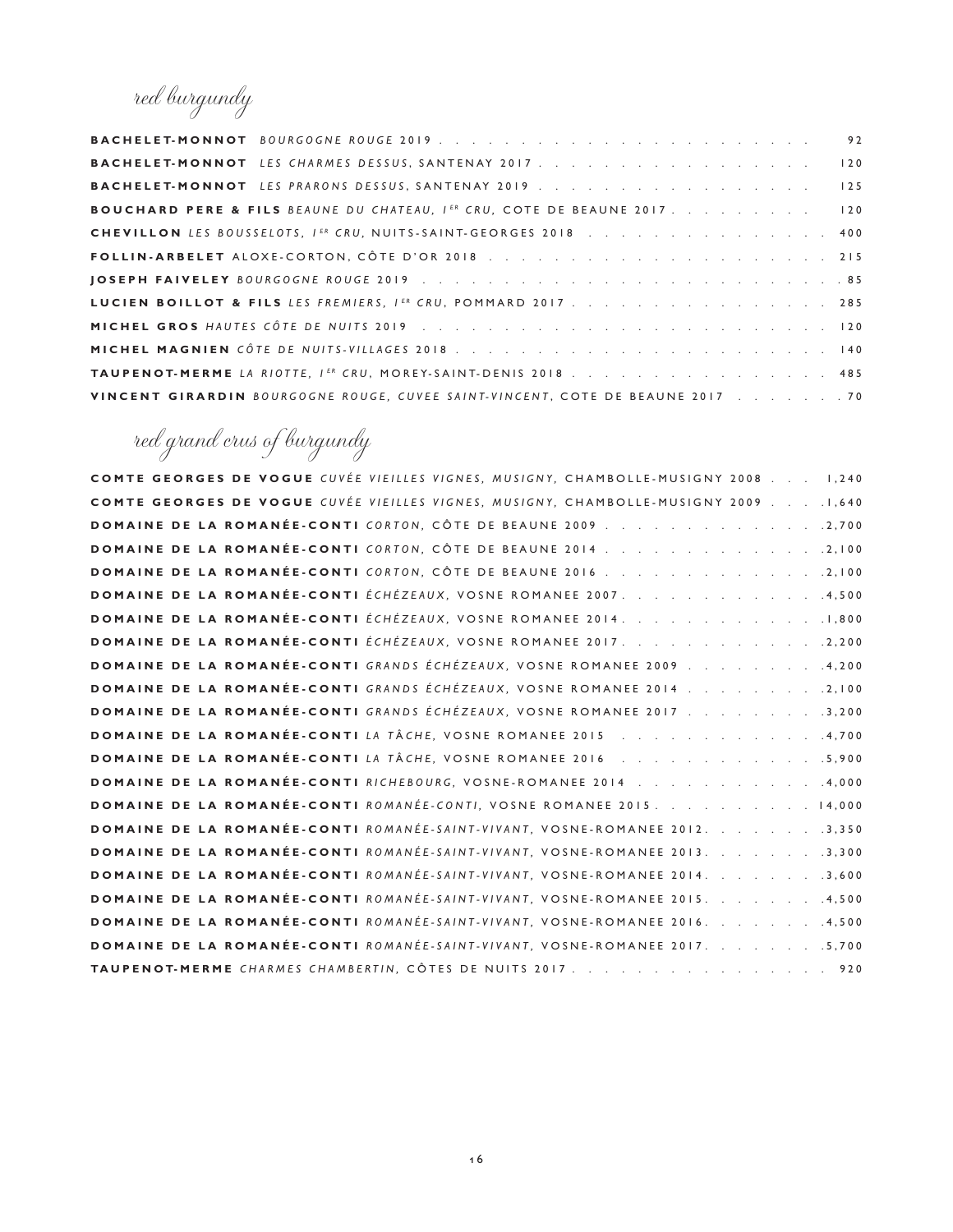## red burgundy

**BACHELET-MONNOT** *BOURGOGNE ROUGE* 2019 . . . . . . . . . . . . . . . . . . . . . . . 92

**BACHELET-MONNOT** *LES CHARMES DESSUS*, SANTENAY 2017 . . . . . . . . . . . . . . . . . 120

**BACHELET-MONNOT** *LES PRARONS DESSUS*, SANTENAY 2019 . . . . . . . . . . . . . . . . . 125

**BOUCHARD PERE & FILS** *BEAUNE DU CHATEAU, 1ER CRU*, COTE DE BEAUNE 2017 . . . . . . . . . 120

**CHEVILLON** *LES BOUSSELOTS, 1ER CRU*, NUITS-SAINT-GEORGES 2018 . . . . . . . . . . . . . . . 400

**FOLLIN-ARBELET** ALOXE-CORTON, CÔTE D'OR 2018 . . . . . . . . . . . . . . . . . . . . . . 215

**JOSEPH FAIVELEY** *BOURGOGNE ROUGE* 2019 . . . . . . . . . . . . . . . . . . . . . . . . 85

**LUCIEN BOILLOT & FILS** *LES FREMIERS, 1ER CRU*, POMMARD 2017 . . . . . . . . . . . . . . . 285

**MICHEL GROS** *HAUTES CÔTE DE NUITS* 2019 . . . . . . . . . . . . . . . . . . . . . . . 120

**MICHEL MAGNIEN** *CÔTE DE NUITS-VILLAGES* 2018 . . . . . . . . . . . . . . . . . . . . . 140

**TAUPENOT-MERME** *LA RIOTTE, 1ER CRU*, MOREY-SAINT-DENIS 2018 . . . . . . . . . . . . . . . 485

**VINCENT GIRARDIN** *BOURGOGNE ROUGE, CUVEE SAINT-VINCENT*, COTE DE BEAUNE 2017 . . . . . . . 70

## red grand crus of burgundy

**COMTE GEORGES DE VOGUE** *CUVÉE VIEILLES VIGNES, MUSIGNY*, CHAMBOLLE-MUSIGNY 2008 . . . 1,240

**COMTE GEORGES DE VOGUE** *CUVÉE VIEILLES VIGNES, MUSIGNY*, CHAMBOLLE-MUSIGNY 2009 . . . .1,640

**DOMAINE DE LA ROMANÉE-CONTI** *CORTON*, CÔTE DE BEAUNE 2009 . . . . . . . . . . . . . .2,700

**DOMAINE DE LA ROMANÉE-CONTI** *CORTON*, CÔTE DE BEAUNE 2014 . . . . . . . . . . . . . .2,100

**DOMAINE DE LA ROMANÉE-CONTI** *CORTON*, CÔTE DE BEAUNE 2016 . . . . . . . . . . . . . .2,100

**DOMAINE DE LA ROMANÉE-CONTI** *ÉCHÉZEAUX*, VOSNE ROMANEE 2007. . . . . . . . . . . . .4,500

**DOMAINE DE LA ROMANÉE-CONTI** *ÉCHÉZEAUX*, VOSNE ROMANEE 2014. . . . . . . . . . . . .1,800

**DOMAINE DE LA ROMANÉE-CONTI** *ÉCHÉZEAUX*, VOSNE ROMANEE 2017. . . . . . . . . . . . .2,200

**DOMAINE DE LA ROMANÉE-CONTI** *GRANDS ÉCHÉZEAUX*, VOSNE ROMANEE 2009 . . . . . . . . .4,200

**DOMAINE DE LA ROMANÉE-CONTI** *GRANDS ÉCHÉZEAUX*, VOSNE ROMANEE 2014 . . . . . . . . .2,100

**DOMAINE DE LA ROMANÉE-CONTI** *GRANDS ÉCHÉZEAUX*, VOSNE ROMANEE 2017 . . . . . . . . .3,200

**DOMAINE DE LA ROMANÉE-CONTI** *LA TÂCHE*, VOSNE ROMANEE 2015 . . . . . . . . . . . . .4,700

**DOMAINE DE LA ROMANÉE-CONTI** *LA TÂCHE*, VOSNE ROMANEE 2016 . . . . . . . . . . . . .5,900

**DOMAINE DE LA ROMANÉE-CONTI** *RICHEBOURG*, VOSNE-ROMANEE 2014 . . . . . . . . . . . .4,000

**DOMAINE DE LA ROMANÉE-CONTI** *ROMANÉE-CONTI*, VOSNE ROMANEE 2015. . . . . . . . . . .14,000

**DOMAINE DE LA ROMANÉE-CONTI** *ROMANÉE-SAINT-VIVANT*, VOSNE-ROMANEE 2012. . . . . . . .3,350

**DOMAINE DE LA ROMANÉE-CONTI** *ROMANÉE-SAINT-VIVANT*, VOSNE-ROMANEE 2013. . . . . . . .3,300

**DOMAINE DE LA ROMANÉE-CONTI** *ROMANÉE-SAINT-VIVANT*, VOSNE-ROMANEE 2014. . . . . . . .3,600

**DOMAINE DE LA ROMANÉE-CONTI** *ROMANÉE-SAINT-VIVANT*, VOSNE-ROMANEE 2015. . . . . . . .4,500

**DOMAINE DE LA ROMANÉE-CONTI** *ROMANÉE-SAINT-VIVANT*, VOSNE-ROMANEE 2016. . . . . . . .4,500

**DOMAINE DE LA ROMANÉE-CONTI** *ROMANÉE-SAINT-VIVANT*, VOSNE-ROMANEE 2017. . . . . . . .5,700

**TAUPENOT-MERME** *CHARMES CHAMBERTIN*, CÔTES DE NUITS 2017 . . . . . . . . . . . . . . . 920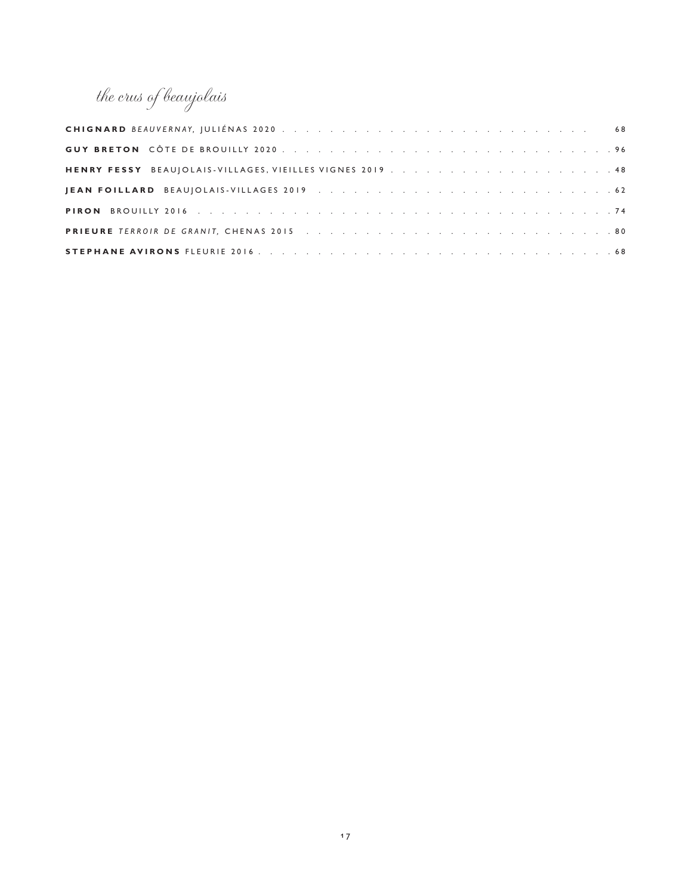## *the crus of beaujolais*

**CHIGNARD** *BEAUVERNAY,* JULIÉNAS 2020 . . . . . . . . . . . . . . . . . . . . . . . . . . 68

**GUY BRETON** CÔTE DE BROUILLY 2020 . . . . . . . . . . . . . . . . . . . . . . . . . . . . . 96

**HENRY FESSY** BEAUJOLAIS-VILLAGES, VIEILLES VIGNES 2019 . . . . . . . . . . . . . . . . . . 48

**JEAN FOILLARD** BEAUJOLAIS-VILLAGES 2019 . . . . . . . . . . . . . . . . . . . . . . . . . 62

**PIRON** BROUILLY 2016 . . . . . . . . . . . . . . . . . . . . . . . . . . . . . . . . . . . 74

**PRIEURE** *TERROIR DE GRANIT,* CHENAS 2015 . . . . . . . . . . . . . . . . . . . . . . . . . . 80

**STEPHANE AVIRONS** FLEURIE 2016 . . . . . . . . . . . . . . . . . . . . . . . . . . . . . . 68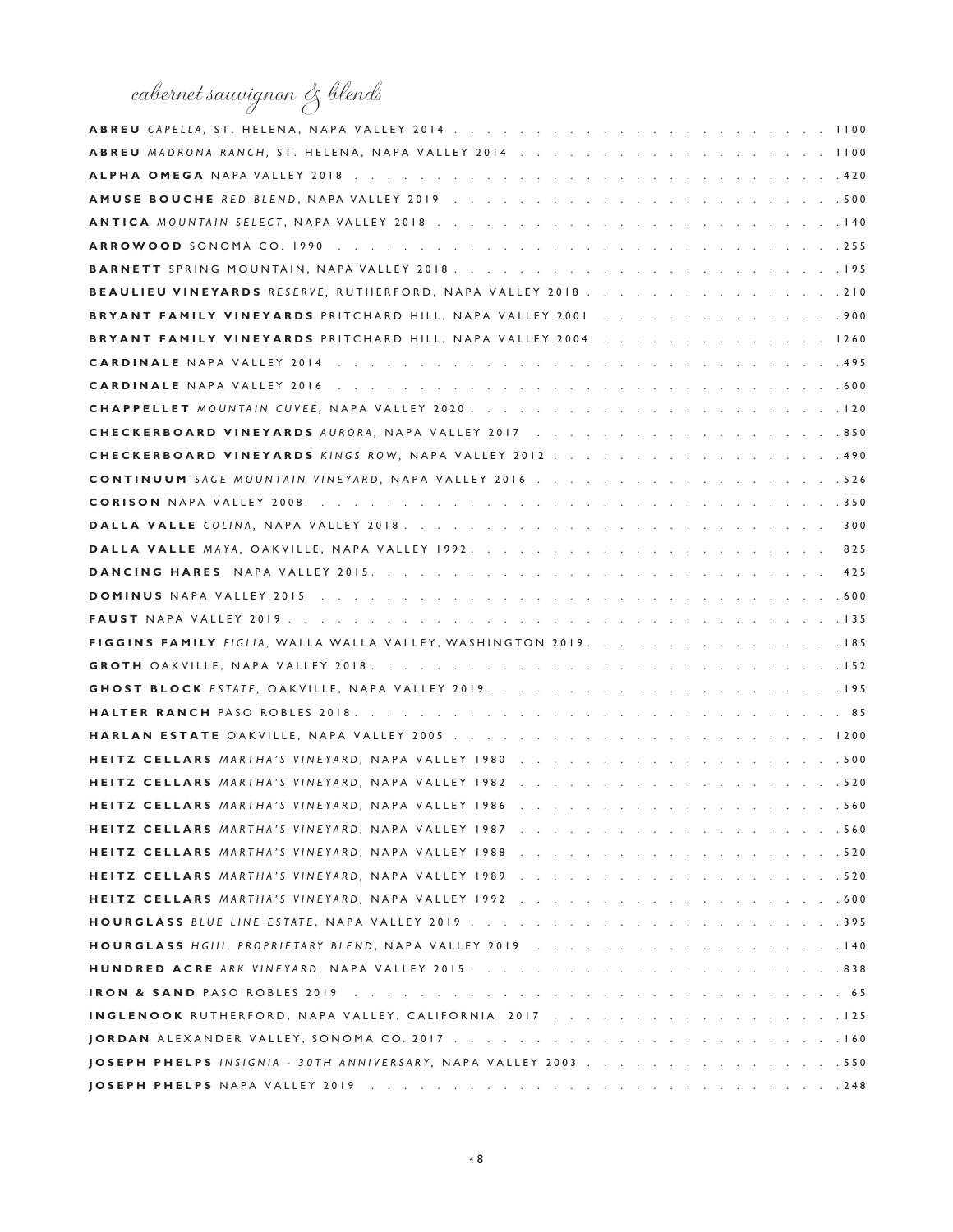# *cabernet sauvignon & blends*

| | |
|---|---|
| **ABREU** *CAPELLA*, ST. HELENA, NAPA VALLEY 2014 | 1100 |
| **ABREU** *MADRONA RANCH*, ST. HELENA, NAPA VALLEY 2014 | 1100 |
| **ALPHA OMEGA** NAPA VALLEY 2018 | 420 |
| **AMUSE BOUCHE** *RED BLEND*, NAPA VALLEY 2019 | 500 |
| **ANTICA** *MOUNTAIN SELECT*, NAPA VALLEY 2018 | 140 |
| **ARROWOOD** SONOMA CO. 1990 | 255 |
| **BARNETT** SPRING MOUNTAIN, NAPA VALLEY 2018 | 195 |
| **BEAULIEU VINEYARDS** *RESERVE*, RUTHERFORD, NAPA VALLEY 2018 | 210 |
| **BRYANT FAMILY VINEYARDS** PRITCHARD HILL, NAPA VALLEY 2001 | 900 |
| **BRYANT FAMILY VINEYARDS** PRITCHARD HILL, NAPA VALLEY 2004 | 1260 |
| **CARDINALE** NAPA VALLEY 2014 | 495 |
| **CARDINALE** NAPA VALLEY 2016 | 600 |
| **CHAPPELLET** *MOUNTAIN CUVEE*, NAPA VALLEY 2020 | 120 |
| **CHECKERBOARD VINEYARDS** *AURORA*, NAPA VALLEY 2017 | 850 |
| **CHECKERBOARD VINEYARDS** *KINGS ROW*, NAPA VALLEY 2012 | 490 |
| **CONTINUUM** *SAGE MOUNTAIN VINEYARD*, NAPA VALLEY 2016 | 526 |
| **CORISON** NAPA VALLEY 2008 | 350 |
| **DALLA VALLE** *COLINA*, NAPA VALLEY 2018 | 300 |
| **DALLA VALLE** *MAYA*, OAKVILLE, NAPA VALLEY 1992 | 825 |
| **DANCING HARES** NAPA VALLEY 2015 | 425 |
| **DOMINUS** NAPA VALLEY 2015 | 600 |
| **FAUST** NAPA VALLEY 2019 | 135 |
| **FIGGINS FAMILY** *FIGLIA*, WALLA WALLA VALLEY, WASHINGTON 2019 | 185 |
| **GROTH** OAKVILLE, NAPA VALLEY 2018 | 152 |
| **GHOST BLOCK** *ESTATE*, OAKVILLE, NAPA VALLEY 2019 | 195 |
| **HALTER RANCH** PASO ROBLES 2018 | 85 |
| **HARLAN ESTATE** OAKVILLE, NAPA VALLEY 2005 | 1200 |
| **HEITZ CELLARS** *MARTHA'S VINEYARD*, NAPA VALLEY 1980 | 500 |
| **HEITZ CELLARS** *MARTHA'S VINEYARD*, NAPA VALLEY 1982 | 520 |
| **HEITZ CELLARS** *MARTHA'S VINEYARD*, NAPA VALLEY 1986 | 560 |
| **HEITZ CELLARS** *MARTHA'S VINEYARD*, NAPA VALLEY 1987 | 560 |
| **HEITZ CELLARS** *MARTHA'S VINEYARD*, NAPA VALLEY 1988 | 520 |
| **HEITZ CELLARS** *MARTHA'S VINEYARD*, NAPA VALLEY 1989 | 520 |
| **HEITZ CELLARS** *MARTHA'S VINEYARD*, NAPA VALLEY 1992 | 600 |
| **HOURGLASS** *BLUE LINE ESTATE*, NAPA VALLEY 2019 | 395 |
| **HOURGLASS** *HGIII, PROPRIETARY BLEND*, NAPA VALLEY 2019 | 140 |
| **HUNDRED ACRE** *ARK VINEYARD*, NAPA VALLEY 2015 | 838 |
| **IRON & SAND** PASO ROBLES 2019 | 65 |
| **INGLENOOK** RUTHERFORD, NAPA VALLEY, CALIFORNIA 2017 | 125 |
| **JORDAN** ALEXANDER VALLEY, SONOMA CO. 2017 | 160 |
| **JOSEPH PHELPS** *INSIGNIA - 30TH ANNIVERSARY*, NAPA VALLEY 2003 | 550 |
| **JOSEPH PHELPS** NAPA VALLEY 2019 | 248 |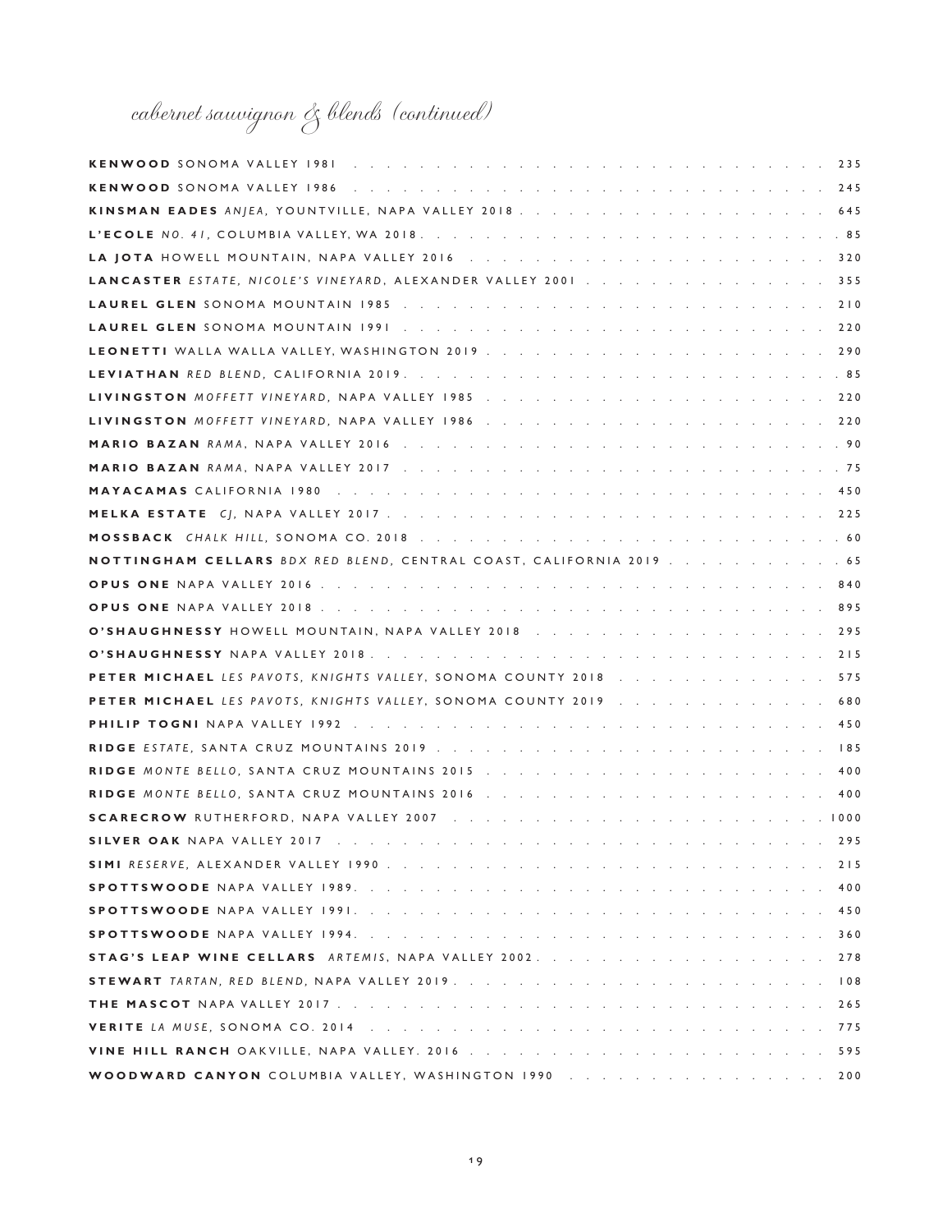# *cabernet sauvignon & blends (continued)*

**KENWOOD** SONOMA VALLEY 1981 . . . . . 235

**KENWOOD** SONOMA VALLEY 1986 . . . . . 245

**KINSMAN EADES** *ANJEA*, YOUNTVILLE, NAPA VALLEY 2018 . . . . . 645

**L'ECOLE** *NO. 41*, COLUMBIA VALLEY, WA 2018 . . . . . 85

**LA JOTA** HOWELL MOUNTAIN, NAPA VALLEY 2016 . . . . . 320

**LANCASTER** *ESTATE, NICOLE'S VINEYARD*, ALEXANDER VALLEY 2001 . . . . . 355

**LAUREL GLEN** SONOMA MOUNTAIN 1985 . . . . . 210

**LAUREL GLEN** SONOMA MOUNTAIN 1991 . . . . . 220

**LEONETTI** WALLA WALLA VALLEY, WASHINGTON 2019 . . . . . 290

**LEVIATHAN** *RED BLEND*, CALIFORNIA 2019 . . . . . 85

**LIVINGSTON** *MOFFETT VINEYARD*, NAPA VALLEY 1985 . . . . . 220

**LIVINGSTON** *MOFFETT VINEYARD*, NAPA VALLEY 1986 . . . . . 220

**MARIO BAZAN** *RAMA*, NAPA VALLEY 2016 . . . . . 90

**MARIO BAZAN** *RAMA*, NAPA VALLEY 2017 . . . . . 75

**MAYACAMAS** CALIFORNIA 1980 . . . . . 450

**MELKA ESTATE** *CJ*, NAPA VALLEY 2017 . . . . . 225

**MOSSBACK** *CHALK HILL*, SONOMA CO. 2018 . . . . . 60

**NOTTINGHAM CELLARS** *BDX RED BLEND*, CENTRAL COAST, CALIFORNIA 2019 . . . . . 65

**OPUS ONE** NAPA VALLEY 2016 . . . . . 840

**OPUS ONE** NAPA VALLEY 2018 . . . . . 895

**O'SHAUGHNESSY** HOWELL MOUNTAIN, NAPA VALLEY 2018 . . . . . 295

**O'SHAUGHNESSY** NAPA VALLEY 2018 . . . . . 215

**PETER MICHAEL** *LES PAVOTS, KNIGHTS VALLEY*, SONOMA COUNTY 2018 . . . . . 575

**PETER MICHAEL** *LES PAVOTS, KNIGHTS VALLEY*, SONOMA COUNTY 2019 . . . . . 680

**PHILIP TOGNI** NAPA VALLEY 1992 . . . . . 450

**RIDGE** *ESTATE*, SANTA CRUZ MOUNTAINS 2019 . . . . . 185

**RIDGE** *MONTE BELLO*, SANTA CRUZ MOUNTAINS 2015 . . . . . 400

**RIDGE** *MONTE BELLO*, SANTA CRUZ MOUNTAINS 2016 . . . . . 400

**SCARECROW** RUTHERFORD, NAPA VALLEY 2007 . . . . . 1000

**SILVER OAK** NAPA VALLEY 2017 . . . . . 295

**SIMI** *RESERVE*, ALEXANDER VALLEY 1990 . . . . . 215

**SPOTTSWOODE** NAPA VALLEY 1989 . . . . . 400

**SPOTTSWOODE** NAPA VALLEY 1991 . . . . . 450

**SPOTTSWOODE** NAPA VALLEY 1994 . . . . . 360

**STAG'S LEAP WINE CELLARS** *ARTEMIS*, NAPA VALLEY 2002 . . . . . 278

**STEWART** *TARTAN, RED BLEND*, NAPA VALLEY 2019 . . . . . 108

**THE MASCOT** NAPA VALLEY 2017 . . . . . 265

**VERITE** *LA MUSE*, SONOMA CO. 2014 . . . . . 775

**VINE HILL RANCH** OAKVILLE, NAPA VALLEY. 2016 . . . . . 595

**WOODWARD CANYON** COLUMBIA VALLEY, WASHINGTON 1990 . . . . . 200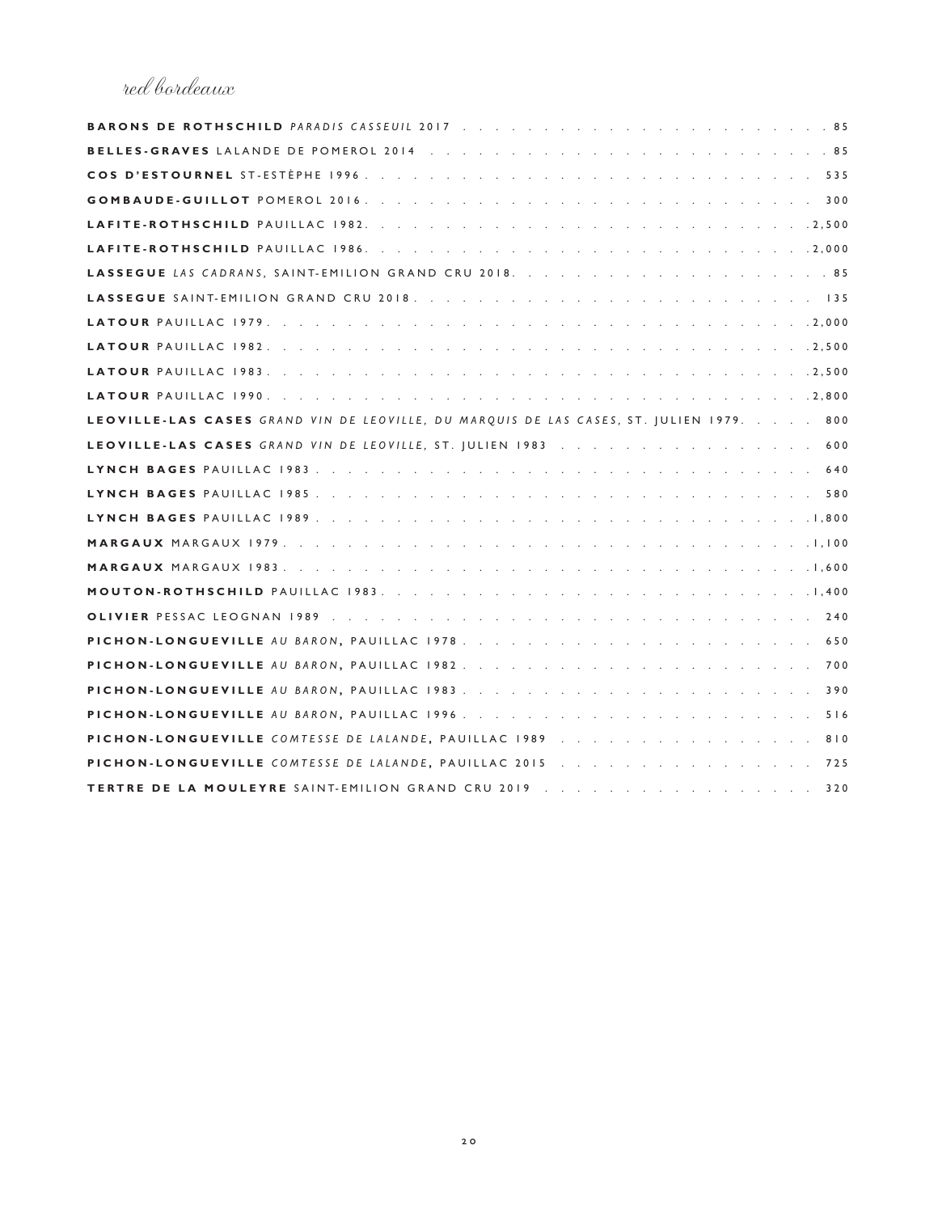## red bordeaux

**BARONS DE ROTHSCHILD** *PARADIS CASSEUIL* 2017 . . . 85

**BELLES-GRAVES** LALANDE DE POMEROL 2014 . . . 85

**COS D'ESTOURNEL** ST-ESTÈPHE 1996 . . . 535

**GOMBAUDE-GUILLOT** POMEROL 2016 . . . 300

**LAFITE-ROTHSCHILD** PAUILLAC 1982 . . . 2,500

**LAFITE-ROTHSCHILD** PAUILLAC 1986 . . . 2,000

**LASSEGUE** *LAS CADRANS*, SAINT-EMILION GRAND CRU 2018 . . . 85

**LASSEGUE** SAINT-EMILION GRAND CRU 2018 . . . 135

**LATOUR** PAUILLAC 1979 . . . 2,000

**LATOUR** PAUILLAC 1982 . . . 2,500

**LATOUR** PAUILLAC 1983 . . . 2,500

**LATOUR** PAUILLAC 1990 . . . 2,800

**LEOVILLE-LAS CASES** *GRAND VIN DE LEOVILLE, DU MARQUIS DE LAS CASES*, ST. JULIEN 1979 . . . 800

**LEOVILLE-LAS CASES** *GRAND VIN DE LEOVILLE*, ST. JULIEN 1983 . . . 600

**LYNCH BAGES** PAUILLAC 1983 . . . 640

**LYNCH BAGES** PAUILLAC 1985 . . . 580

**LYNCH BAGES** PAUILLAC 1989 . . . 1,800

**MARGAUX** MARGAUX 1979 . . . 1,100

**MARGAUX** MARGAUX 1983 . . . 1,600

**MOUTON-ROTHSCHILD** PAUILLAC 1983 . . . 1,400

**OLIVIER** PESSAC LEOGNAN 1989 . . . 240

**PICHON-LONGUEVILLE** *AU BARON*, PAUILLAC 1978 . . . 650

**PICHON-LONGUEVILLE** *AU BARON*, PAUILLAC 1982 . . . 700

**PICHON-LONGUEVILLE** *AU BARON*, PAUILLAC 1983 . . . 390

**PICHON-LONGUEVILLE** *AU BARON*, PAUILLAC 1996 . . . 516

**PICHON-LONGUEVILLE** *COMTESSE DE LALANDE*, PAUILLAC 1989 . . . 810

**PICHON-LONGUEVILLE** *COMTESSE DE LALANDE*, PAUILLAC 2015 . . . 725

**TERTRE DE LA MOULEYRE** SAINT-EMILION GRAND CRU 2019 . . . 320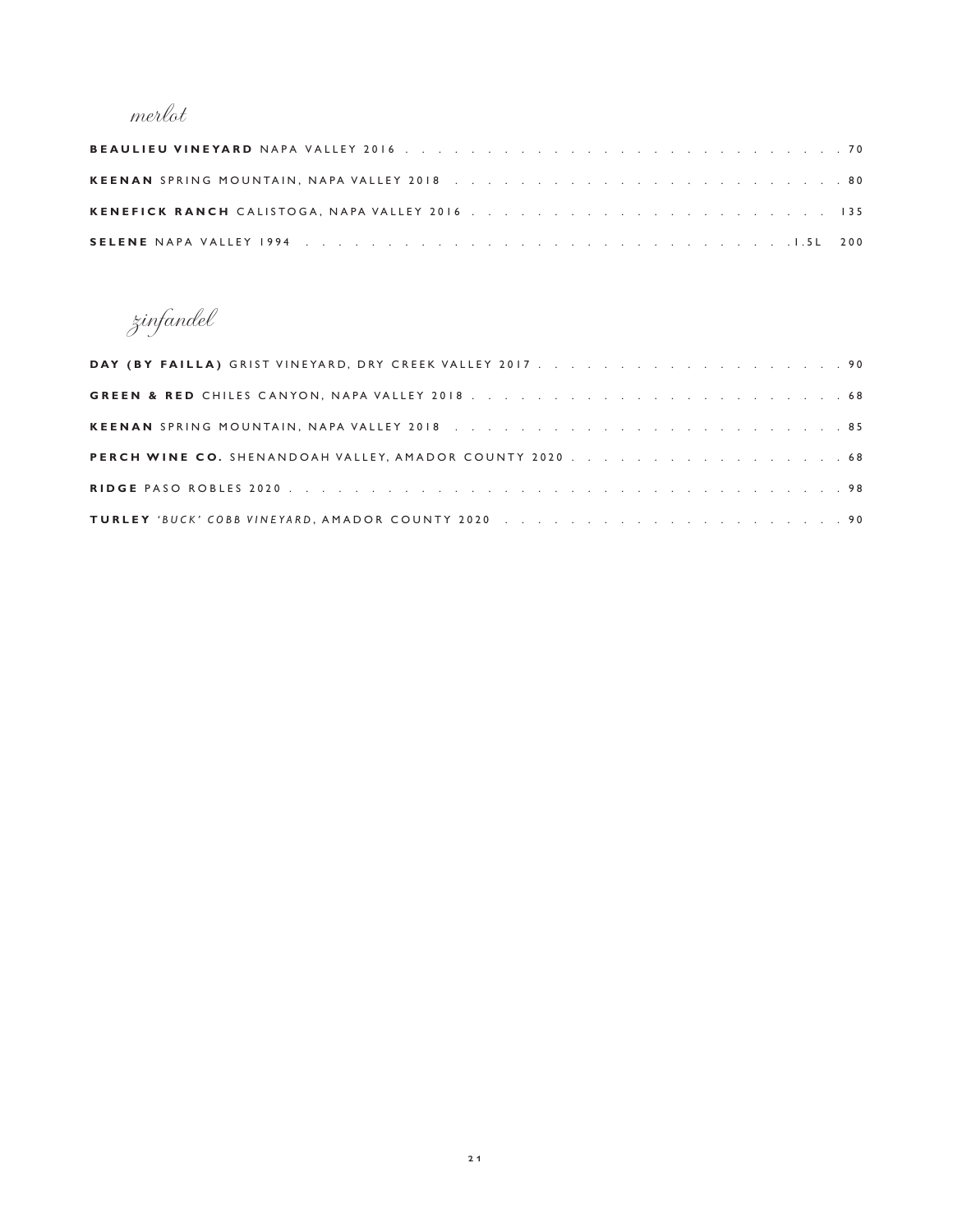## *merlot*

**BEAULIEU VINEYARD** NAPA VALLEY 2016 . . . . . . . . . . . . . . . . . . . . . . . . . . . 70

**KEENAN** SPRING MOUNTAIN, NAPA VALLEY 2018 . . . . . . . . . . . . . . . . . . . . . . . 80

**KENEFICK RANCH** CALISTOGA, NAPA VALLEY 2016 . . . . . . . . . . . . . . . . . . . . . 135

**SELENE** NAPA VALLEY 1994 . . . . . . . . . . . . . . . . . . . . . . . . . . . . . 1.5L 200

## *zinfandel*

**DAY (BY FAILLA)** GRIST VINEYARD, DRY CREEK VALLEY 2017 . . . . . . . . . . . . . . . . . . . 90

**GREEN & RED** CHILES CANYON, NAPA VALLEY 2018 . . . . . . . . . . . . . . . . . . . . . . 68

**KEENAN** SPRING MOUNTAIN, NAPA VALLEY 2018 . . . . . . . . . . . . . . . . . . . . . . . 85

**PERCH WINE CO.** SHENANDOAH VALLEY, AMADOR COUNTY 2020 . . . . . . . . . . . . . . . . 68

**RIDGE** PASO ROBLES 2020 . . . . . . . . . . . . . . . . . . . . . . . . . . . . . . . . 98

**TURLEY** *'BUCK' COBB VINEYARD*, AMADOR COUNTY 2020 . . . . . . . . . . . . . . . . . . . . 90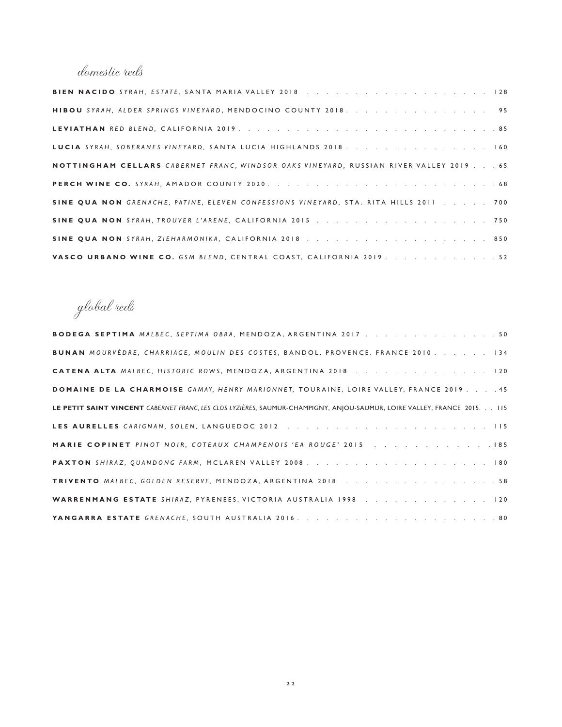## domestic reds

**BIEN NACIDO** *SYRAH, ESTATE*, SANTA MARIA VALLEY 2018 . . . . . . . . . . . . . . . . . . . . 128

**HIBOU** *SYRAH, ALDER SPRINGS VINEYARD*, MENDOCINO COUNTY 2018. . . . . . . . . . . . . . . 95

**LEVIATHAN** *RED BLEND*, CALIFORNIA 2019. . . . . . . . . . . . . . . . . . . . . . . . . . . .85

**LUCIA** *SYRAH, SOBERANES VINEYARD*, SANTA LUCIA HIGHLANDS 2018 . . . . . . . . . . . . . . . 160

**NOTTINGHAM CELLARS** *CABERNET FRANC, WINDSOR OAKS VINEYARD*, RUSSIAN RIVER VALLEY 2019 . . . 65

**PERCH WINE CO.** *SYRAH*, AMADOR COUNTY 2020. . . . . . . . . . . . . . . . . . . . . . . . . .68

**SINE QUA NON** *GRENACHE, PATINE, ELEVEN CONFESSIONS VINEYARD*, STA. RITA HILLS 2011 . . . . . 700

**SINE QUA NON** *SYRAH, TROUVER L'ARENE*, CALIFORNIA 2015 . . . . . . . . . . . . . . . . . . 750

**SINE QUA NON** *SYRAH, ZIEHARMONIKA*, CALIFORNIA 2018 . . . . . . . . . . . . . . . . . . . 850

**VASCO URBANO WINE CO.** *GSM BLEND*, CENTRAL COAST, CALIFORNIA 2019. . . . . . . . . . . . .52

## global reds

**BODEGA SEPTIMA** *MALBEC, SEPTIMA OBRA*, MENDOZA, ARGENTINA 2017 . . . . . . . . . . . . . .50

**BUNAN** *MOURVÈDRE, CHARRIAGE, MOULIN DES COSTES*, BANDOL, PROVENCE, FRANCE 2010. . . . . . 134

**CATENA ALTA** *MALBEC, HISTORIC ROWS*, MENDOZA, ARGENTINA 2018 . . . . . . . . . . . . . . 120

**DOMAINE DE LA CHARMOISE** *GAMAY, HENRY MARIONNET*, TOURAINE, LOIRE VALLEY, FRANCE 2019 . . . .45

**LE PETIT SAINT VINCENT** *CABERNET FRANC, LES CLOS LYZIÈRES*, SAUMUR-CHAMPIGNY, ANJOU-SAUMUR, LOIRE VALLEY, FRANCE 2015. . . 115

**LES AURELLES** *CARIGNAN, SOLEN*, LANGUEDOC 2012 . . . . . . . . . . . . . . . . . . . . . 115

**MARIE COPINET** *PINOT NOIR, COTEAUX CHAMPENOIS 'EA ROUGE'* 2015 . . . . . . . . . . . . .185

**PAXTON** *SHIRAZ, QUANDONG FARM*, MCLAREN VALLEY 2008. . . . . . . . . . . . . . . . . . . 180

**TRIVENTO** *MALBEC, GOLDEN RESERVE*, MENDOZA, ARGENTINA 2018 . . . . . . . . . . . . . . . .58

**WARRENMANG ESTATE** *SHIRAZ*, PYRENEES, VICTORIA AUSTRALIA 1998 . . . . . . . . . . . . . 120

**YANGARRA ESTATE** *GRENACHE*, SOUTH AUSTRALIA 2016. . . . . . . . . . . . . . . . . . . . . .80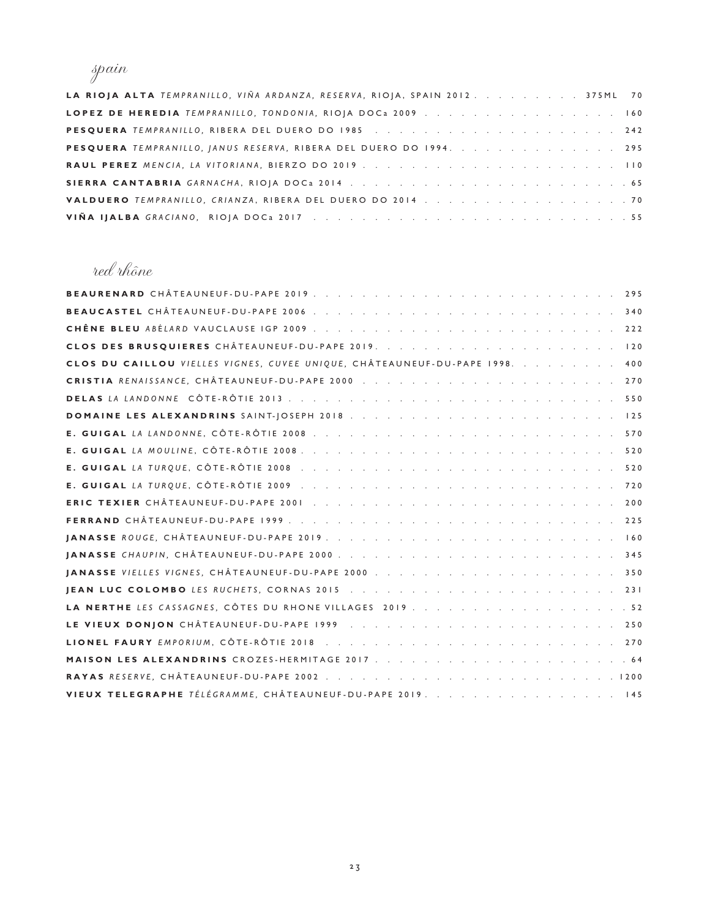## spain

**LA RIOJA ALTA** *TEMPRANILLO, VIÑA ARDANZA, RESERVA*, RIOJA, SPAIN 2012 . . . . . . . . . 375ML 70
**LOPEZ DE HEREDIA** *TEMPRANILLO, TONDONIA*, RIOJA DOCa 2009 . . . . . . . . . . . . . . . . 160
**PESQUERA** *TEMPRANILLO*, RIBERA DEL DUERO DO 1985 . . . . . . . . . . . . . . . . . . . . 242
**PESQUERA** *TEMPRANILLO, JANUS RESERVA*, RIBERA DEL DUERO DO 1994. . . . . . . . . . . . . 295
**RAUL PEREZ** *MENCIA, LA VITORIANA*, BIERZO DO 2019 . . . . . . . . . . . . . . . . . . . . . 110
**SIERRA CANTABRIA** *GARNACHA*, RIOJA DOCa 2014 . . . . . . . . . . . . . . . . . . . . . . . . 65
**VALDUERO** *TEMPRANILLO, CRIANZA*, RIBERA DEL DUERO DO 2014 . . . . . . . . . . . . . . . . 70
**VIÑA IJALBA** *GRACIANO*, RIOJA DOCa 2017 . . . . . . . . . . . . . . . . . . . . . . . . . . 55

## red rhône

**BEAURENARD** CHÂTEAUNEUF-DU-PAPE 2019 . . . . . . . . . . . . . . . . . . . . . . . . . . 295
**BEAUCASTEL** CHÂTEAUNEUF-DU-PAPE 2006 . . . . . . . . . . . . . . . . . . . . . . . . . . 340
**CHÊNE BLEU** *ABÉLARD* VAUCLAUSE IGP 2009 . . . . . . . . . . . . . . . . . . . . . . . . . 222
**CLOS DES BRUSQUIERES** CHÂTEAUNEUF-DU-PAPE 2019. . . . . . . . . . . . . . . . . . . . . 120
**CLOS DU CAILLOU** *VIELLES VIGNES, CUVEE UNIQUE*, CHÂTEAUNEUF-DU-PAPE 1998. . . . . . . . 400
**CRISTIA** *RENAISSANCE*, CHÂTEAUNEUF-DU-PAPE 2000 . . . . . . . . . . . . . . . . . . . . . 270
**DELAS** *LA LANDONNE* CÔTE-RÔTIE 2013 . . . . . . . . . . . . . . . . . . . . . . . . . . . 550
**DOMAINE LES ALEXANDRINS** SAINT-JOSEPH 2018 . . . . . . . . . . . . . . . . . . . . . . . 125
**E. GUIGAL** *LA LANDONNE*, CÔTE-RÔTIE 2008 . . . . . . . . . . . . . . . . . . . . . . . . 570
**E. GUIGAL** *LA MOULINE*, CÔTE-RÔTIE 2008 . . . . . . . . . . . . . . . . . . . . . . . . . 520
**E. GUIGAL** *LA TURQUE*, CÔTE-RÔTIE 2008 . . . . . . . . . . . . . . . . . . . . . . . . . 520
**E. GUIGAL** *LA TURQUE*, CÔTE-RÔTIE 2009 . . . . . . . . . . . . . . . . . . . . . . . . . 720
**ERIC TEXIER** CHÂTEAUNEUF-DU-PAPE 2001 . . . . . . . . . . . . . . . . . . . . . . . . . . 200
**FERRAND** CHÂTEAUNEUF-DU-PAPE 1999 . . . . . . . . . . . . . . . . . . . . . . . . . . . . 225
**JANASSE** *ROUGE*, CHÂTEAUNEUF-DU-PAPE 2019 . . . . . . . . . . . . . . . . . . . . . . . . 160
**JANASSE** *CHAUPIN*, CHÂTEAUNEUF-DU-PAPE 2000 . . . . . . . . . . . . . . . . . . . . . . . 345
**JANASSE** *VIELLES VIGNES*, CHÂTEAUNEUF-DU-PAPE 2000 . . . . . . . . . . . . . . . . . . . 350
**JEAN LUC COLOMBO** *LES RUCHETS*, CORNAS 2015 . . . . . . . . . . . . . . . . . . . . . . . 231
**LA NERTHE** *LES CASSAGNES*, CÔTES DU RHONE VILLAGES 2019 . . . . . . . . . . . . . . . . . 52
**LE VIEUX DONJON** CHÂTEAUNEUF-DU-PAPE 1999 . . . . . . . . . . . . . . . . . . . . . . . . 250
**LIONEL FAURY** *EMPORIUM*, CÔTE-RÔTIE 2018 . . . . . . . . . . . . . . . . . . . . . . . . 270
**MAISON LES ALEXANDRINS** CROZES-HERMITAGE 2017 . . . . . . . . . . . . . . . . . . . . . . 64
**RAYAS** *RESERVE*, CHÂTEAUNEUF-DU-PAPE 2002 . . . . . . . . . . . . . . . . . . . . . . . 1200
**VIEUX TELEGRAPHE** *TÉLÉGRAMME*, CHÂTEAUNEUF-DU-PAPE 2019. . . . . . . . . . . . . . . . . 145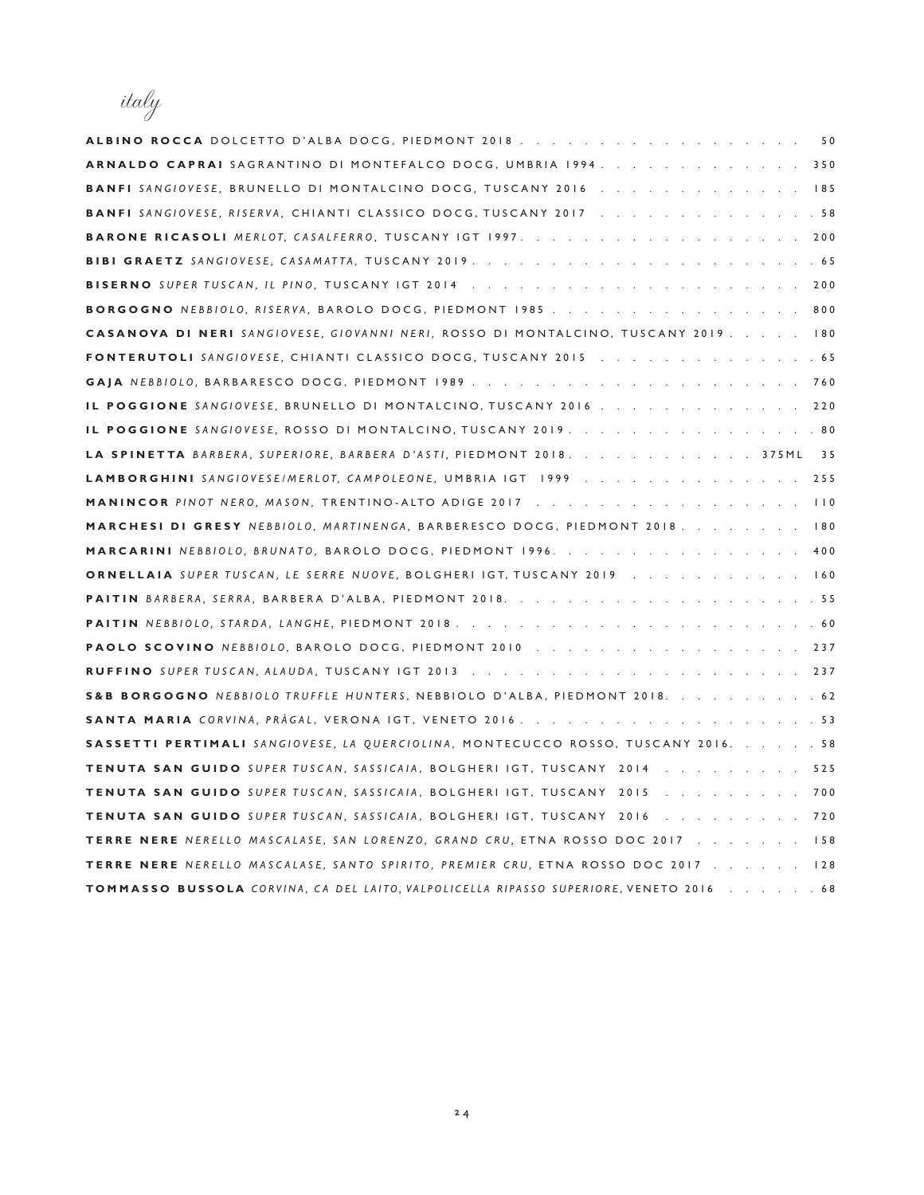# *italy*

**ALBINO ROCCA** DOLCETTO D'ALBA DOCG, PIEDMONT 2018 . . . . . . . . . . . . . . . . . . . 50

**ARNALDO CAPRAI** SAGRANTINO DI MONTEFALCO DOCG, UMBRIA 1994 . . . . . . . . . . . . . 350

**BANFI** *SANGIOVESE,* BRUNELLO DI MONTALCINO DOCG, TUSCANY 2016 . . . . . . . . . . . . . 185

**BANFI** *SANGIOVESE, RISERVA,* CHIANTI CLASSICO DOCG, TUSCANY 2017 . . . . . . . . . . . . . . 58

**BARONE RICASOLI** *MERLOT, CASALFERRO,* TUSCANY IGT 1997 . . . . . . . . . . . . . . . . . 200

**BIBI GRAETZ** *SANGIOVESE, CASAMATTA,* TUSCANY 2019 . . . . . . . . . . . . . . . . . . . . . 65

**BISERNO** *SUPER TUSCAN, IL PINO,* TUSCANY IGT 2014 . . . . . . . . . . . . . . . . . . . . 200

**BORGOGNO** *NEBBIOLO, RISERVA,* BAROLO DOCG, PIEDMONT 1985 . . . . . . . . . . . . . . . 800

**CASANOVA DI NERI** *SANGIOVESE, GIOVANNI NERI,* ROSSO DI MONTALCINO, TUSCANY 2019 . . . . . 180

**FONTERUTOLI** *SANGIOVESE,* CHIANTI CLASSICO DOCG, TUSCANY 2015 . . . . . . . . . . . . . . 65

**GAJA** *NEBBIOLO,* BARBARESCO DOCG, PIEDMONT 1989 . . . . . . . . . . . . . . . . . . . . 760

**IL POGGIONE** *SANGIOVESE,* BRUNELLO DI MONTALCINO, TUSCANY 2016 . . . . . . . . . . . . . 220

**IL POGGIONE** *SANGIOVESE,* ROSSO DI MONTALCINO, TUSCANY 2019 . . . . . . . . . . . . . . . . 80

**LA SPINETTA** *BARBERA, SUPERIORE, BARBERA D'ASTI,* PIEDMONT 2018 . . . . . . . . . . . . 375ML 35

**LAMBORGHINI** *SANGIOVESE/MERLOT, CAMPOLEONE,* UMBRIA IGT 1999 . . . . . . . . . . . . . . 255

**MANINCOR** *PINOT NERO, MASON,* TRENTINO-ALTO ADIGE 2017 . . . . . . . . . . . . . . . . . 110

**MARCHESI DI GRESY** *NEBBIOLO, MARTINENGA,* BARBERESCO DOCG, PIEDMONT 2018 . . . . . . . . 180

**MARCARINI** *NEBBIOLO, BRUNATO,* BAROLO DOCG, PIEDMONT 1996 . . . . . . . . . . . . . . . . 400

**ORNELLAIA** *SUPER TUSCAN, LE SERRE NUOVE,* BOLGHERI IGT, TUSCANY 2019 . . . . . . . . . . . 160

**PAITIN** *BARBERA, SERRA,* BARBERA D'ALBA, PIEDMONT 2018 . . . . . . . . . . . . . . . . . . . 55

**PAITIN** *NEBBIOLO, STARDA, LANGHE,* PIEDMONT 2018 . . . . . . . . . . . . . . . . . . . . . . 60

**PAOLO SCOVINO** *NEBBIOLO,* BAROLO DOCG, PIEDMONT 2010 . . . . . . . . . . . . . . . . . . 237

**RUFFINO** *SUPER TUSCAN, ALAUDA,* TUSCANY IGT 2013 . . . . . . . . . . . . . . . . . . . . 237

**S&B BORGOGNO** *NEBBIOLO TRUFFLE HUNTERS,* NEBBIOLO D'ALBA, PIEDMONT 2018 . . . . . . . . . . 62

**SANTA MARIA** *CORVINA, PRÀGAL,* VERONA IGT, VENETO 2016 . . . . . . . . . . . . . . . . . . . 53

**SASSETTI PERTIMALI** *SANGIOVESE, LA QUERCIOLINA,* MONTECUCCO ROSSO, TUSCANY 2016 . . . . . . 58

**TENUTA SAN GUIDO** *SUPER TUSCAN, SASSICAIA,* BOLGHERI IGT, TUSCANY 2014 . . . . . . . . . 525

**TENUTA SAN GUIDO** *SUPER TUSCAN, SASSICAIA,* BOLGHERI IGT, TUSCANY 2015 . . . . . . . . . 700

**TENUTA SAN GUIDO** *SUPER TUSCAN, SASSICAIA,* BOLGHERI IGT, TUSCANY 2016 . . . . . . . . . 720

**TERRE NERE** *NERELLO MASCALASE, SAN LORENZO, GRAND CRU,* ETNA ROSSO DOC 2017 . . . . . . . 158

**TERRE NERE** *NERELLO MASCALASE, SANTO SPIRITO, PREMIER CRU,* ETNA ROSSO DOC 2017 . . . . . . 128

**TOMMASSO BUSSOLA** *CORVINA, CA DEL LAITO, VALPOLICELLA RIPASSO SUPERIORE,* VENETO 2016 . . . . . . 68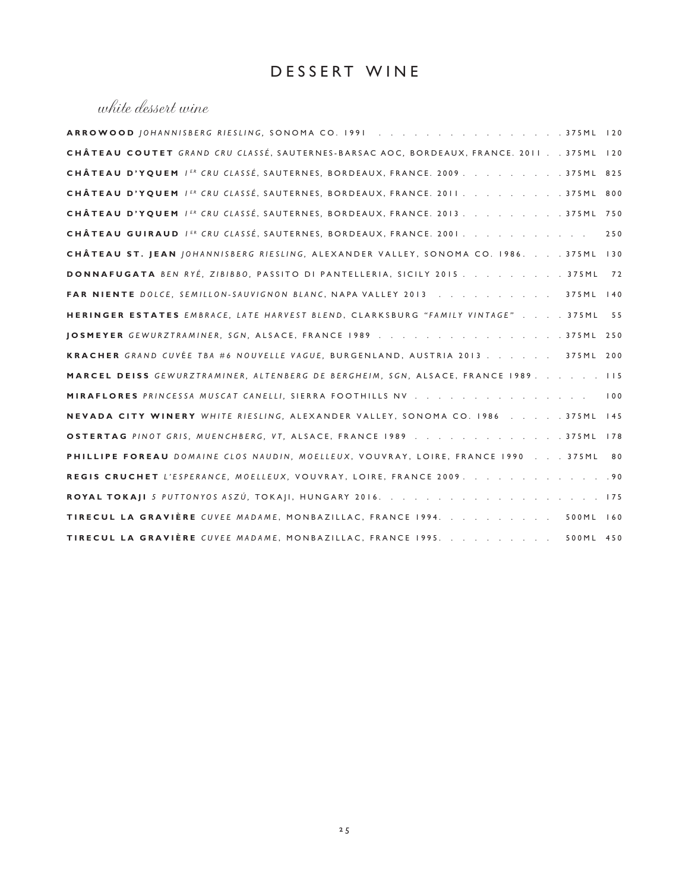# DESSERT WINE

## *white dessert wine*

**ARROWOOD** *JOHANNISBERG RIESLING,* SONOMA CO. 1991 . . . . . . . . . . . . . . . . 375ML 120

**CHÂTEAU COUTET** *GRAND CRU CLASSÉ*, SAUTERNES-BARSAC AOC, BORDEAUX, FRANCE. 2011 . . 375ML 120

**CHÂTEAU D'YQUEM** *1ER CRU CLASSÉ*, SAUTERNES, BORDEAUX, FRANCE. 2009 . . . . . . . . . 375ML 825

**CHÂTEAU D'YQUEM** *1ER CRU CLASSÉ*, SAUTERNES, BORDEAUX, FRANCE. 2011 . . . . . . . . . 375ML 800

**CHÂTEAU D'YQUEM** *1ER CRU CLASSÉ*, SAUTERNES, BORDEAUX, FRANCE. 2013 . . . . . . . . . 375ML 750

**CHÂTEAU GUIRAUD** *1ER CRU CLASSÉ*, SAUTERNES, BORDEAUX, FRANCE. 2001 . . . . . . . . . . . 250

**CHÂTEAU ST. JEAN** *JOHANNISBERG RIESLING,* ALEXANDER VALLEY, SONOMA CO. 1986. . . . 375ML 130

**DONNAFUGATA** *BEN RYÉ, ZIBIBBO,* PASSITO DI PANTELLERIA, SICILY 2015 . . . . . . . . . 375ML 72

**FAR NIENTE** *DOLCE, SEMILLON-SAUVIGNON BLANC*, NAPA VALLEY 2013 . . . . . . . . . . 375ML 140

**HERINGER ESTATES** *EMBRACE, LATE HARVEST BLEND,* CLARKSBURG *"FAMILY VINTAGE"* . . . . 375ML 55

**JOSMEYER** *GEWURZTRAMINER, SGN,* ALSACE, FRANCE 1989 . . . . . . . . . . . . . . . . 375ML 250

**KRACHER** *GRAND CUVÉE TBA #6 NOUVELLE VAGUE,* BURGENLAND, AUSTRIA 2013 . . . . . . 375ML 200

**MARCEL DEISS** *GEWURZTRAMINER, ALTENBERG DE BERGHEIM, SGN,* ALSACE, FRANCE 1989. . . . . . 115

**MIRAFLORES** *PRINCESSA MUSCAT CANELLI,* SIERRA FOOTHILLS NV . . . . . . . . . . . . . . . 100

**NEVADA CITY WINERY** *WHITE RIESLING,* ALEXANDER VALLEY, SONOMA CO. 1986 . . . . . 375ML 145

**OSTERTAG** *PINOT GRIS, MUENCHBERG, VT,* ALSACE, FRANCE 1989 . . . . . . . . . . . . . 375ML 178

**PHILLIPE FOREAU** *DOMAINE CLOS NAUDIN, MOELLEUX,* VOUVRAY, LOIRE, FRANCE 1990 . . . 375ML 80

**REGIS CRUCHET** *L'ESPERANCE, MOELLEUX,* VOUVRAY, LOIRE, FRANCE 2009. . . . . . . . . . . . . 90

**ROYAL TOKAJI** *5 PUTTONYOS ASZÚ,* TOKAJI, HUNGARY 2016. . . . . . . . . . . . . . . . . . . 175

**TIRECUL LA GRAVIÈRE** *CUVEE MADAME*, MONBAZILLAC, FRANCE 1994. . . . . . . . . . 500ML 160

**TIRECUL LA GRAVIÈRE** *CUVEE MADAME*, MONBAZILLAC, FRANCE 1995. . . . . . . . . . 500ML 450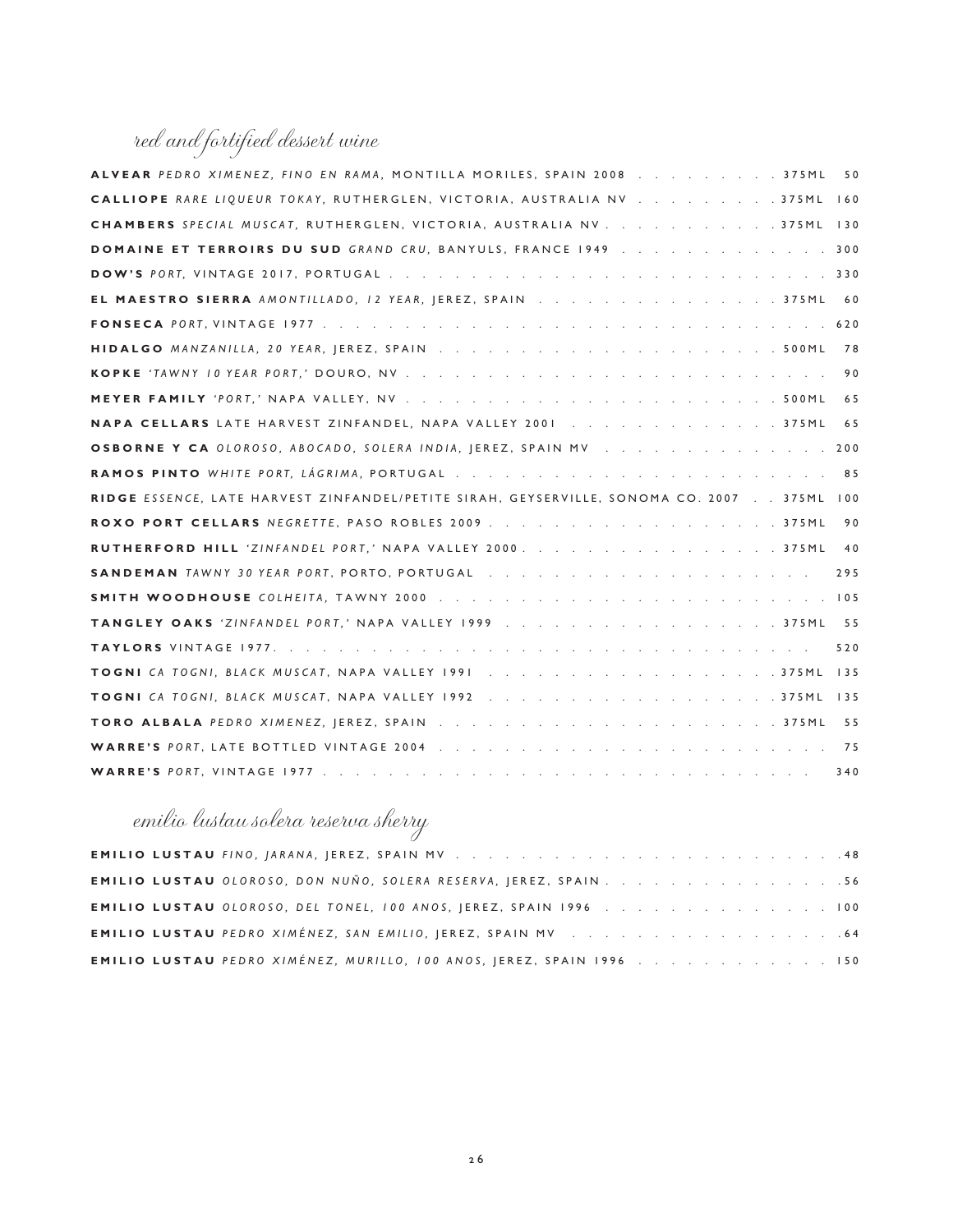## red and fortified dessert wine

**ALVEAR** *PEDRO XIMENEZ, FINO EN RAMA,* MONTILLA MORILES, SPAIN 2008 . . . . . . . . . 375ML 50

**CALLIOPE** *RARE LIQUEUR TOKAY,* RUTHERGLEN, VICTORIA, AUSTRALIA NV . . . . . . . . . 375ML 160

**CHAMBERS** *SPECIAL MUSCAT,* RUTHERGLEN, VICTORIA, AUSTRALIA NV . . . . . . . . . . 375ML 130

**DOMAINE ET TERROIRS DU SUD** *GRAND CRU,* BANYULS, FRANCE 1949 . . . . . . . . . . . . . 300

**DOW'S** *PORT,* VINTAGE 2017, PORTUGAL . . . . . . . . . . . . . . . . . . . . . . . . . . 330

**EL MAESTRO SIERRA** *AMONTILLADO, 12 YEAR,* JEREZ, SPAIN . . . . . . . . . . . . . . . 375ML 60

**FONSECA** *PORT,* VINTAGE 1977 . . . . . . . . . . . . . . . . . . . . . . . . . . . . . . 620

**HIDALGO** *MANZANILLA, 20 YEAR,* JEREZ, SPAIN . . . . . . . . . . . . . . . . . . . . . 500ML 78

**KOPKE** *'TAWNY 10 YEAR PORT,'* DOURO, NV . . . . . . . . . . . . . . . . . . . . . . . . . 90

**MEYER FAMILY** *'PORT,'* NAPA VALLEY, NV . . . . . . . . . . . . . . . . . . . . . . . 500ML 65

**NAPA CELLARS** LATE HARVEST ZINFANDEL, NAPA VALLEY 2001 . . . . . . . . . . . . . 375ML 65

**OSBORNE Y CA** *OLOROSO, ABOCADO, SOLERA INDIA,* JEREZ, SPAIN MV . . . . . . . . . . . . . . 200

**RAMOS PINTO** *WHITE PORT, LÁGRIMA,* PORTUGAL . . . . . . . . . . . . . . . . . . . . . . . 85

**RIDGE** *ESSENCE,* LATE HARVEST ZINFANDEL/PETITE SIRAH, GEYSERVILLE, SONOMA CO. 2007 . . 375ML 100

**ROXO PORT CELLARS** *NEGRETTE,* PASO ROBLES 2009 . . . . . . . . . . . . . . . . . . . 375ML 90

**RUTHERFORD HILL** *'ZINFANDEL PORT,'* NAPA VALLEY 2000 . . . . . . . . . . . . . . . . 375ML 40

**SANDEMAN** *TAWNY 30 YEAR PORT,* PORTO, PORTUGAL . . . . . . . . . . . . . . . . . . . . . 295

**SMITH WOODHOUSE** *COLHEITA,* TAWNY 2000 . . . . . . . . . . . . . . . . . . . . . . . . . 105

**TANGLEY OAKS** *'ZINFANDEL PORT,'* NAPA VALLEY 1999 . . . . . . . . . . . . . . . . . 375ML 55

**TAYLORS** VINTAGE 1977. . . . . . . . . . . . . . . . . . . . . . . . . . . . . . . . . . . 520

**TOGNI** *CA TOGNI, BLACK MUSCAT,* NAPA VALLEY 1991 . . . . . . . . . . . . . . . . . . 375ML 135

**TOGNI** *CA TOGNI, BLACK MUSCAT,* NAPA VALLEY 1992 . . . . . . . . . . . . . . . . . . 375ML 135

**TORO ALBALA** *PEDRO XIMENEZ,* JEREZ, SPAIN . . . . . . . . . . . . . . . . . . . . . . 375ML 55

**WARRE'S** *PORT,* LATE BOTTLED VINTAGE 2004 . . . . . . . . . . . . . . . . . . . . . . . . 75

**WARRE'S** *PORT,* VINTAGE 1977 . . . . . . . . . . . . . . . . . . . . . . . . . . . . . . 340

## emilio lustau solera reserva sherry

**EMILIO LUSTAU** *FINO, JARANA,* JEREZ, SPAIN MV . . . . . . . . . . . . . . . . . . . . . . . . 48

**EMILIO LUSTAU** *OLOROSO, DON NUÑO, SOLERA RESERVA,* JEREZ, SPAIN . . . . . . . . . . . . . . . 56

**EMILIO LUSTAU** *OLOROSO, DEL TONEL, 100 ANOS,* JEREZ, SPAIN 1996 . . . . . . . . . . . . . . 100

**EMILIO LUSTAU** *PEDRO XIMÉNEZ, SAN EMILIO,* JEREZ, SPAIN MV . . . . . . . . . . . . . . . . . 64

**EMILIO LUSTAU** *PEDRO XIMÉNEZ, MURILLO, 100 ANOS,* JEREZ, SPAIN 1996 . . . . . . . . . . . . 150